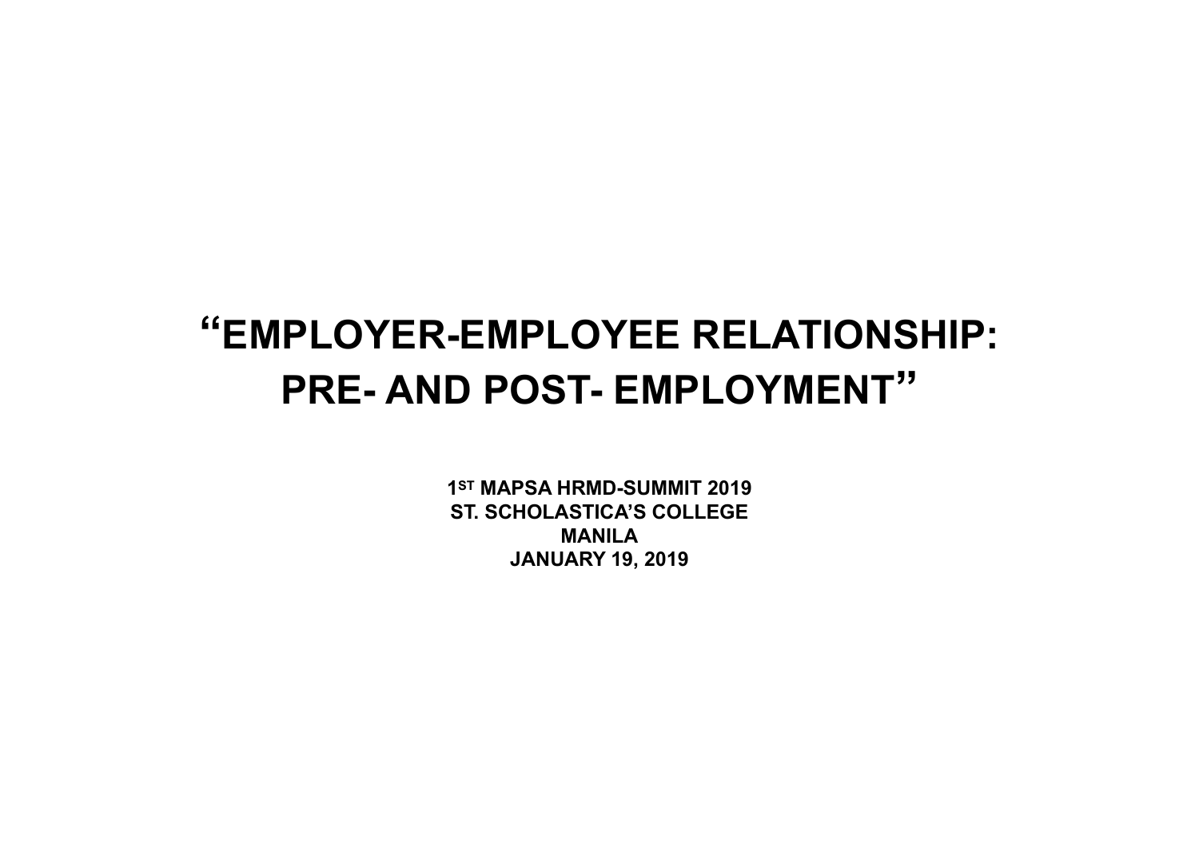# "EMPLOYER-EMPLOYEE RELATIONSHIP: PRE- AND POST- EMPLOYMENT"

**1ST MAPSA HRMD-SUMMIT 2019**
**ST. SCHOLASTICA'S COLLEGE**
**MANILA**
**JANUARY 19, 2019**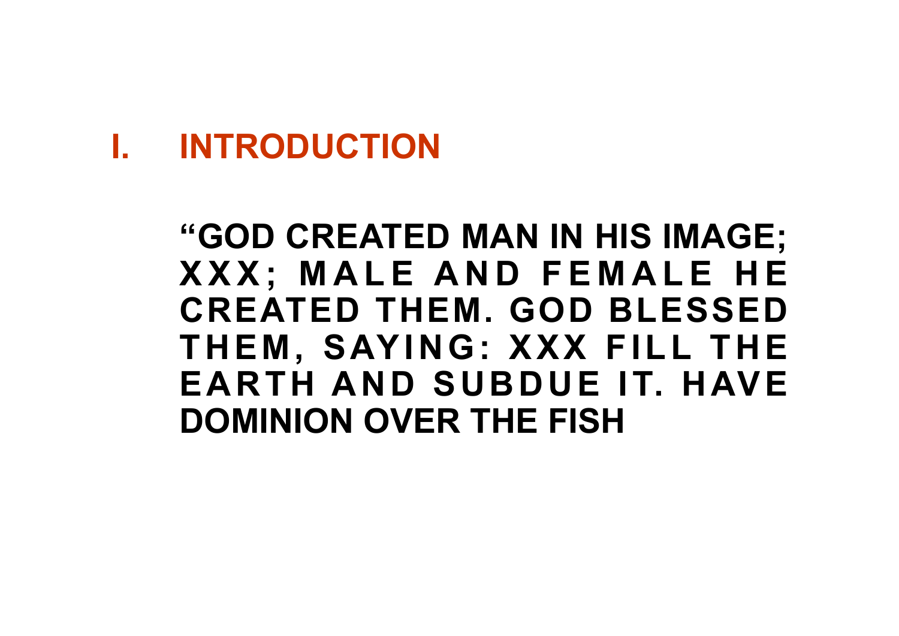# I. INTRODUCTION

**"GOD CREATED MAN IN HIS IMAGE; XXX; MALE AND FEMALE HE CREATED THEM. GOD BLESSED THEM, SAYING: XXX FILL THE EARTH AND SUBDUE IT. HAVE DOMINION OVER THE FISH**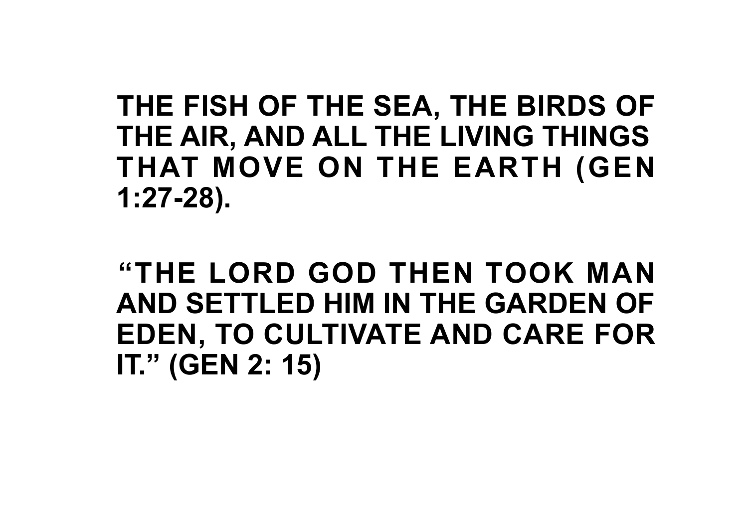**THE FISH OF THE SEA, THE BIRDS OF THE AIR, AND ALL THE LIVING THINGS THAT MOVE ON THE EARTH (GEN 1:27-28).**

**"THE LORD GOD THEN TOOK MAN AND SETTLED HIM IN THE GARDEN OF EDEN, TO CULTIVATE AND CARE FOR IT." (GEN 2: 15)**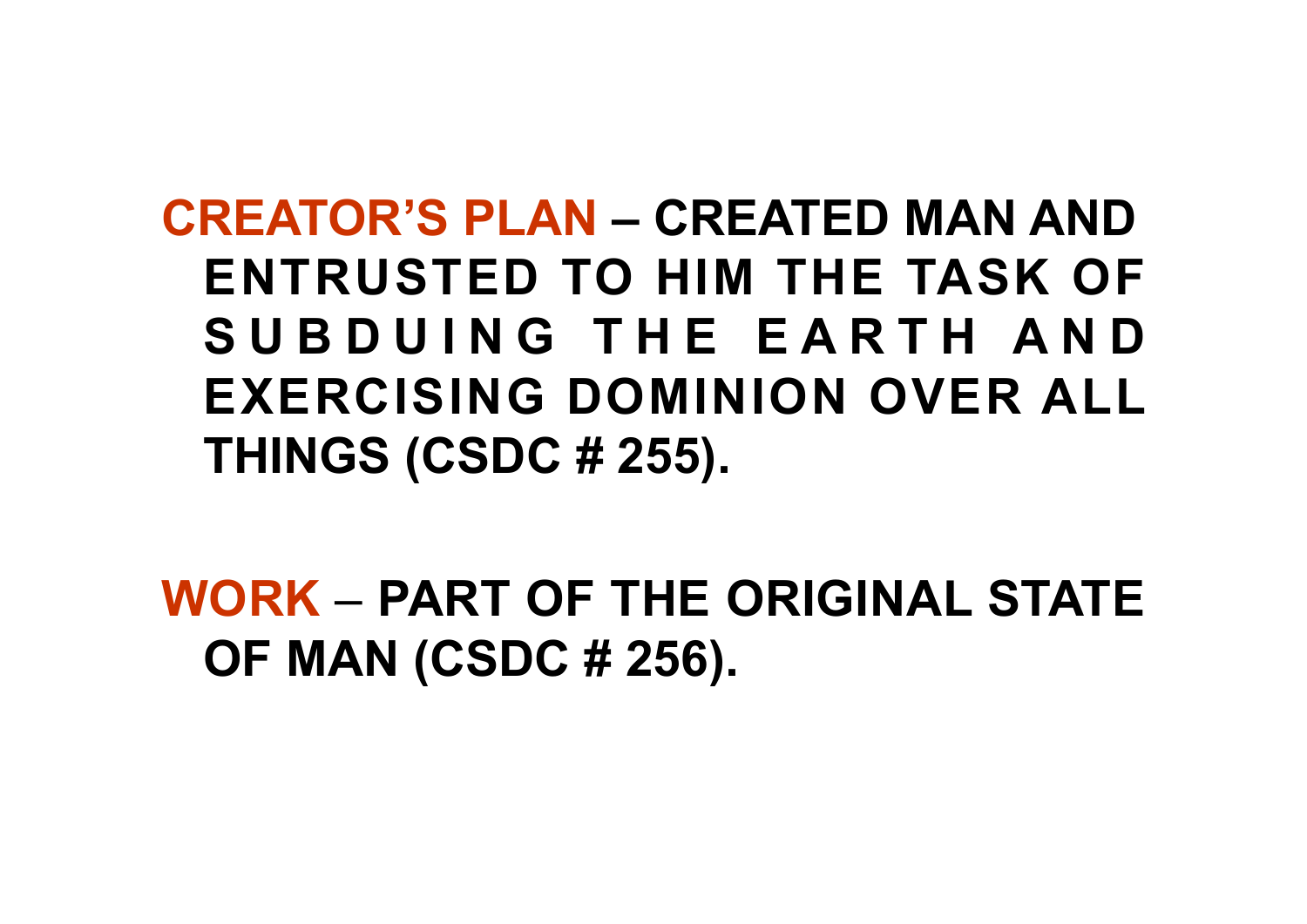**CREATOR'S PLAN** – CREATED MAN AND ENTRUSTED TO HIM THE TASK OF SUBDUING THE EARTH AND EXERCISING DOMINION OVER ALL THINGS (CSDC # 255).

**WORK** – PART OF THE ORIGINAL STATE OF MAN (CSDC # 256).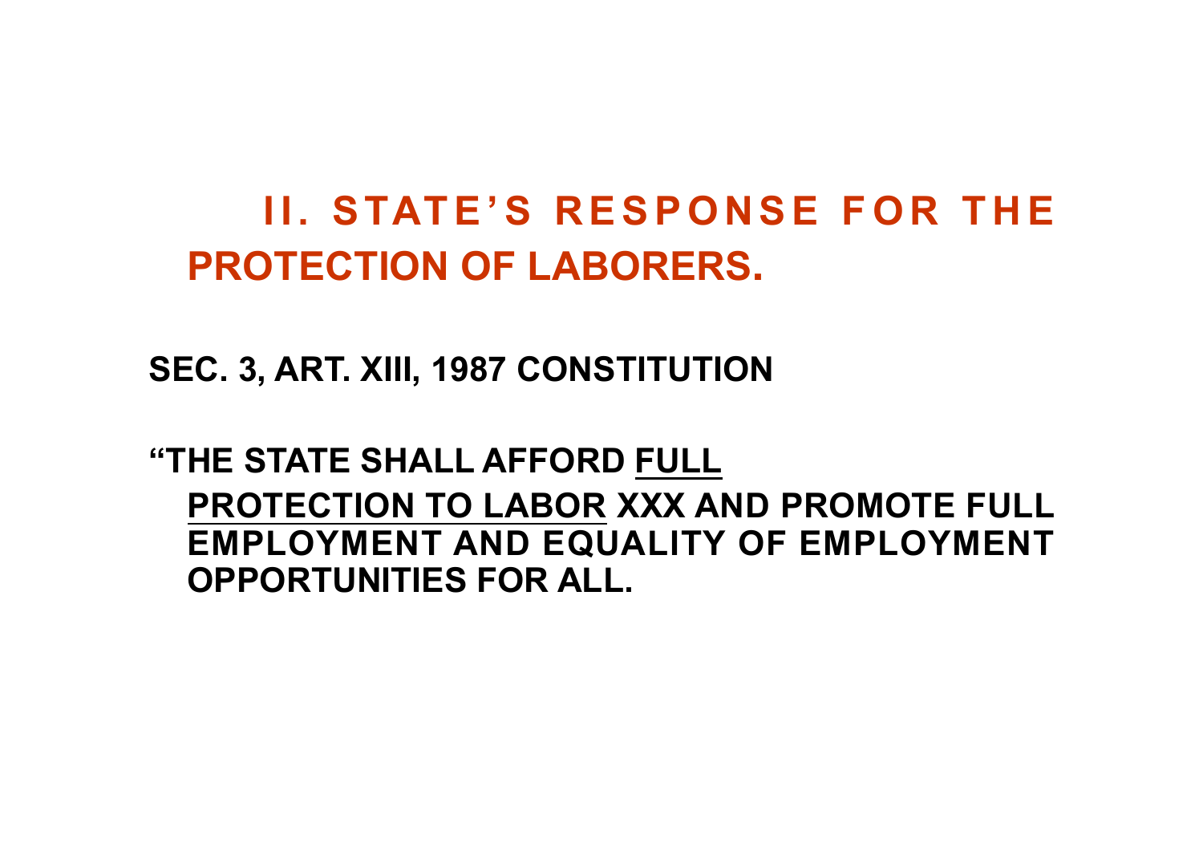# II. STATE'S RESPONSE FOR THE PROTECTION OF LABORERS.

**SEC. 3, ART. XIII, 1987 CONSTITUTION**

**"THE STATE SHALL AFFORD <u>FULL PROTECTION TO LABOR</u> XXX AND PROMOTE FULL EMPLOYMENT AND EQUALITY OF EMPLOYMENT OPPORTUNITIES FOR ALL.**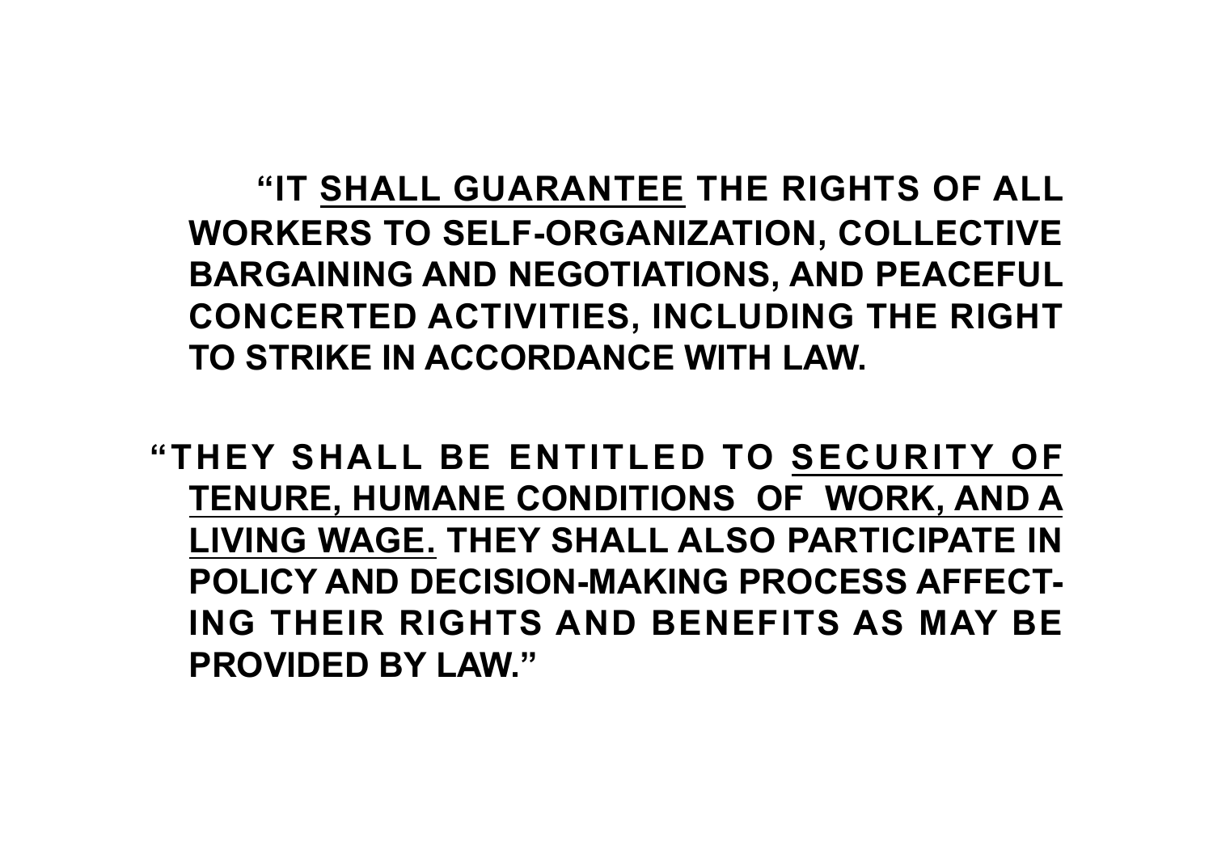"IT <u>SHALL GUARANTEE</u> THE RIGHTS OF ALL WORKERS TO SELF-ORGANIZATION, COLLECTIVE BARGAINING AND NEGOTIATIONS, AND PEACEFUL CONCERTED ACTIVITIES, INCLUDING THE RIGHT TO STRIKE IN ACCORDANCE WITH LAW.

"THEY SHALL BE ENTITLED TO <u>SECURITY OF TENURE, HUMANE CONDITIONS OF WORK, AND A LIVING WAGE.</u> THEY SHALL ALSO PARTICIPATE IN POLICY AND DECISION-MAKING PROCESS AFFECTING THEIR RIGHTS AND BENEFITS AS MAY BE PROVIDED BY LAW."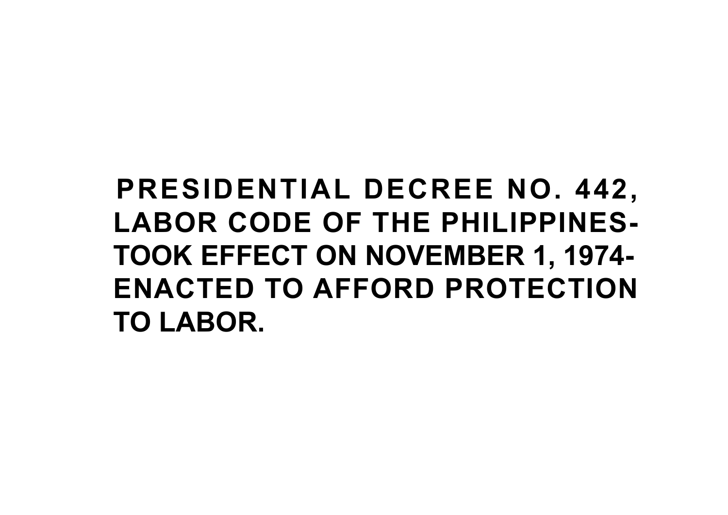**PRESIDENTIAL DECREE NO. 442, LABOR CODE OF THE PHILIPPINES- TOOK EFFECT ON NOVEMBER 1, 1974- ENACTED TO AFFORD PROTECTION TO LABOR.**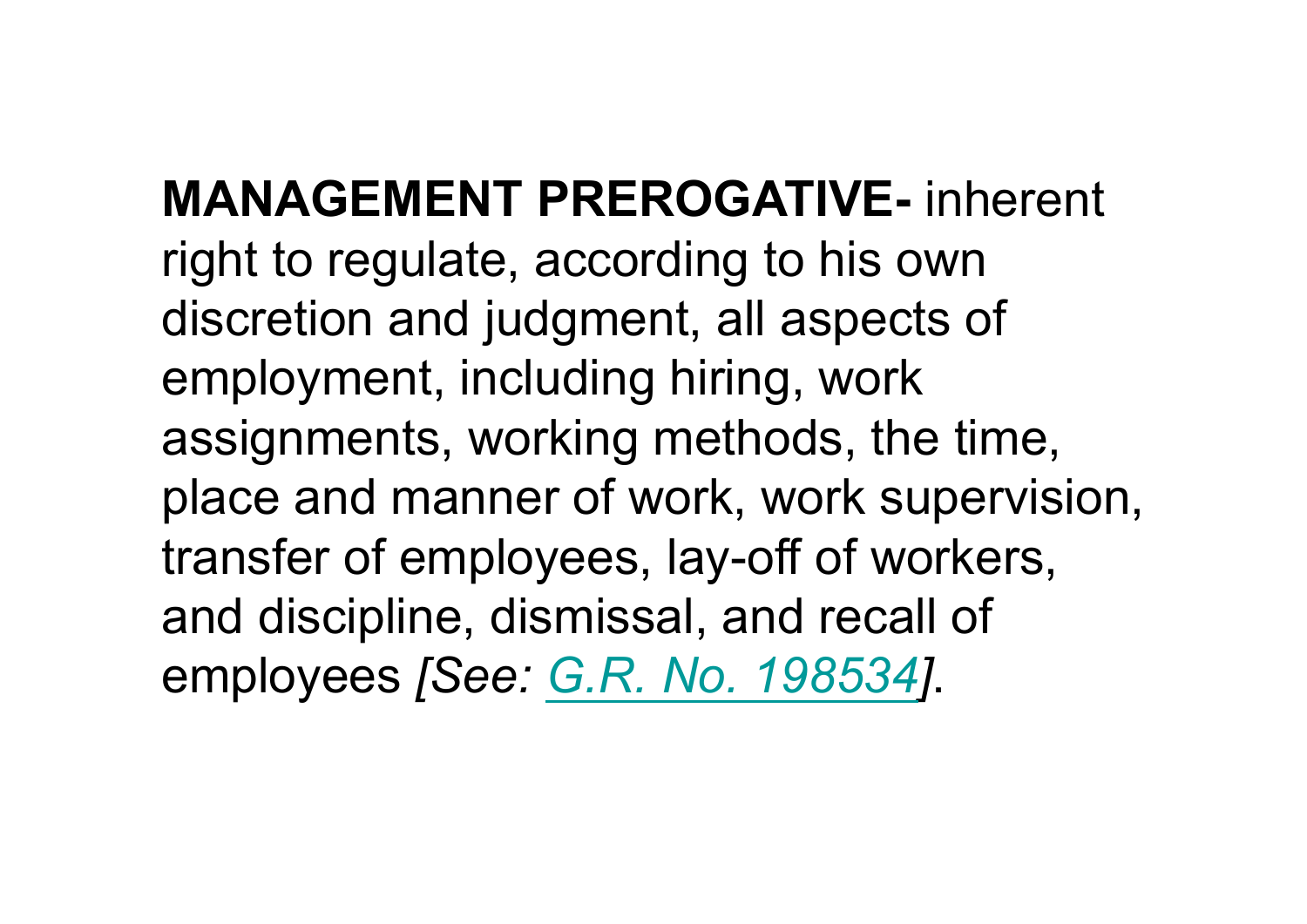**MANAGEMENT PREROGATIVE-** inherent right to regulate, according to his own discretion and judgment, all aspects of employment, including hiring, work assignments, working methods, the time, place and manner of work, work supervision, transfer of employees, lay-off of workers, and discipline, dismissal, and recall of employees *[See: G.R. No. 198534]*.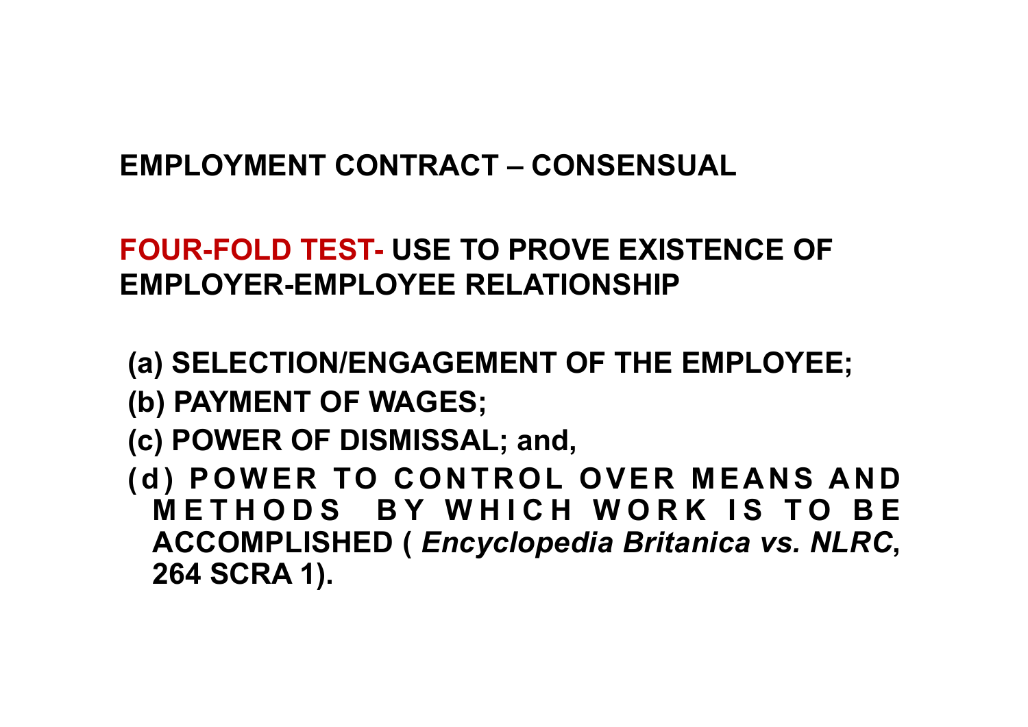**EMPLOYMENT CONTRACT – CONSENSUAL**

**FOUR-FOLD TEST- USE TO PROVE EXISTENCE OF EMPLOYER-EMPLOYEE RELATIONSHIP**

**(a) SELECTION/ENGAGEMENT OF THE EMPLOYEE;**
**(b) PAYMENT OF WAGES;**
**(c) POWER OF DISMISSAL; and,**
**(d) POWER TO CONTROL OVER MEANS AND METHODS BY WHICH WORK IS TO BE ACCOMPLISHED (*Encyclopedia Britanica vs. NLRC*, 264 SCRA 1).**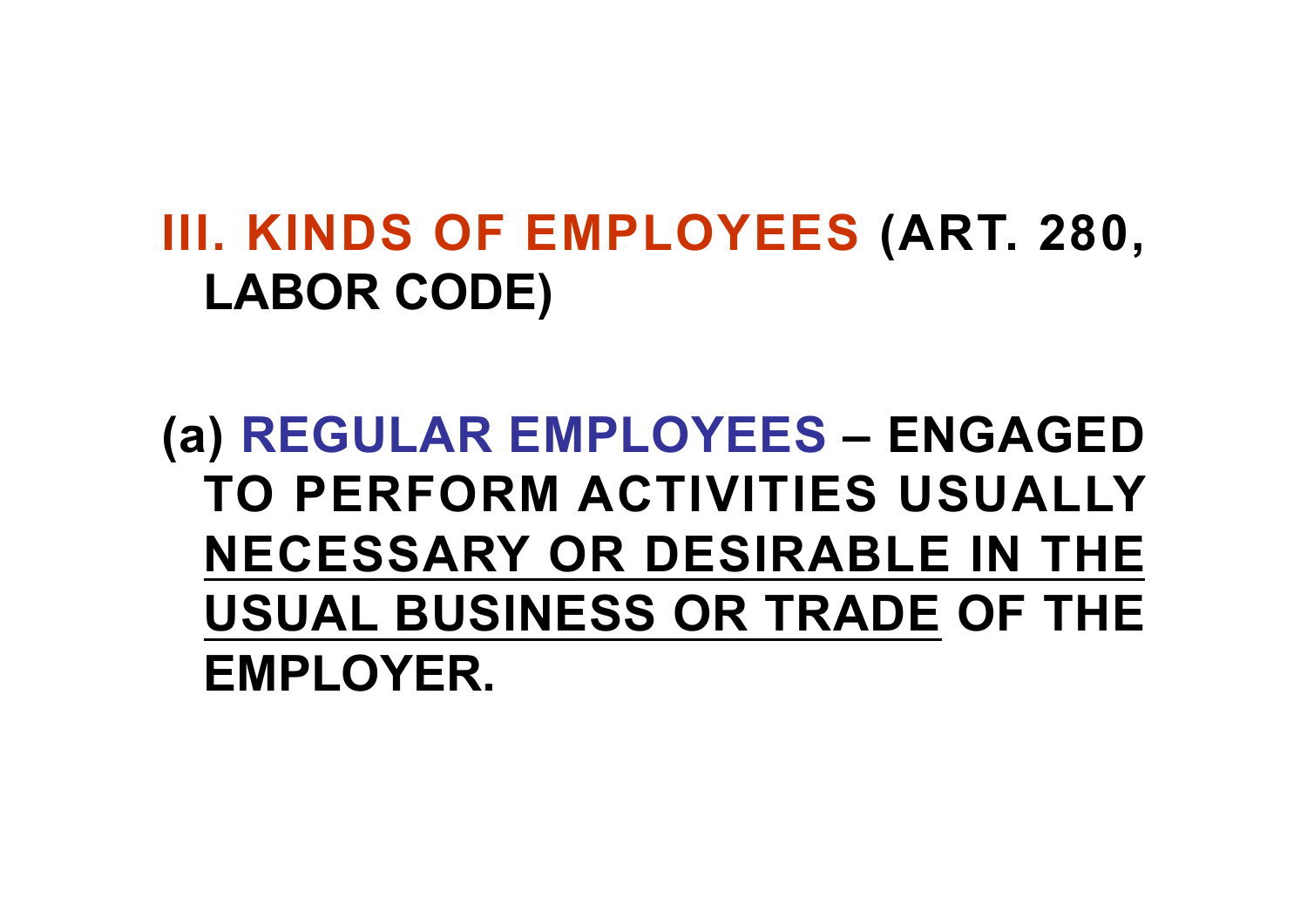## III. KINDS OF EMPLOYEES (ART. 280, LABOR CODE)

(*a*) **REGULAR EMPLOYEES** – ENGAGED TO PERFORM ACTIVITIES USUALLY <u>NECESSARY OR DESIRABLE IN THE USUAL BUSINESS OR TRADE</u> OF THE EMPLOYER.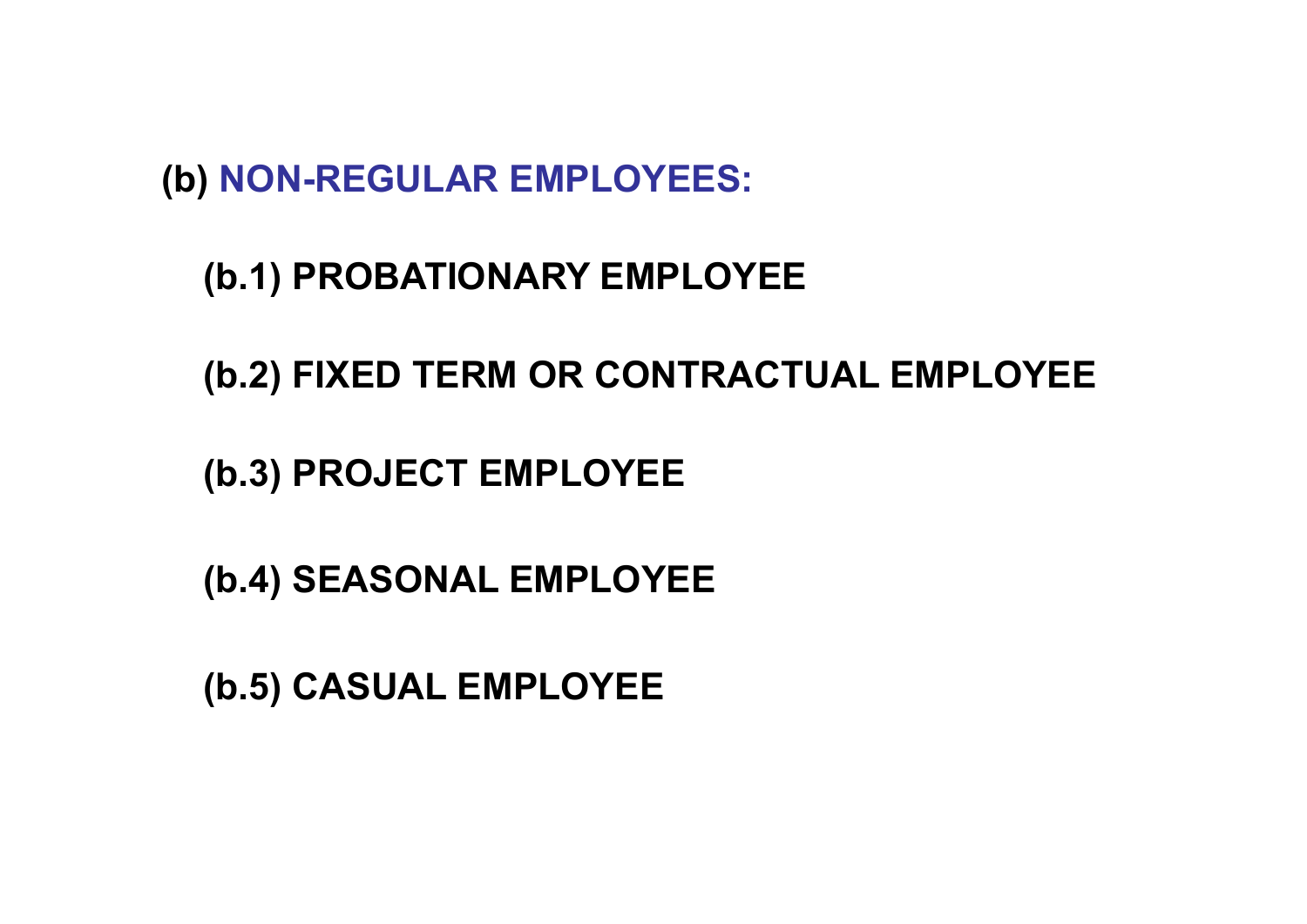## (b) NON-REGULAR EMPLOYEES:

- **(b.1) PROBATIONARY EMPLOYEE**
- **(b.2) FIXED TERM OR CONTRACTUAL EMPLOYEE**
- **(b.3) PROJECT EMPLOYEE**
- **(b.4) SEASONAL EMPLOYEE**
- **(b.5) CASUAL EMPLOYEE**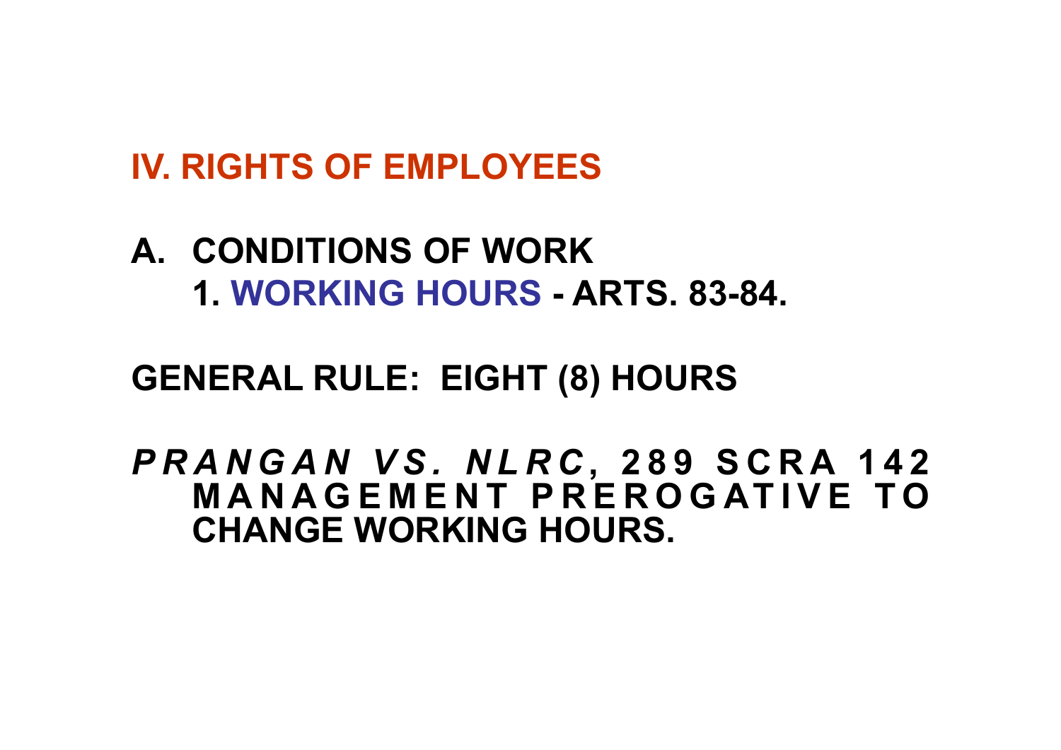# IV. RIGHTS OF EMPLOYEES

## A. CONDITIONS OF WORK

### 1. WORKING HOURS - ARTS. 83-84.

**GENERAL RULE: EIGHT (8) HOURS**

***PRANGAN VS. NLRC*, 289 SCRA 142**
**MANAGEMENT PREROGATIVE TO CHANGE WORKING HOURS.**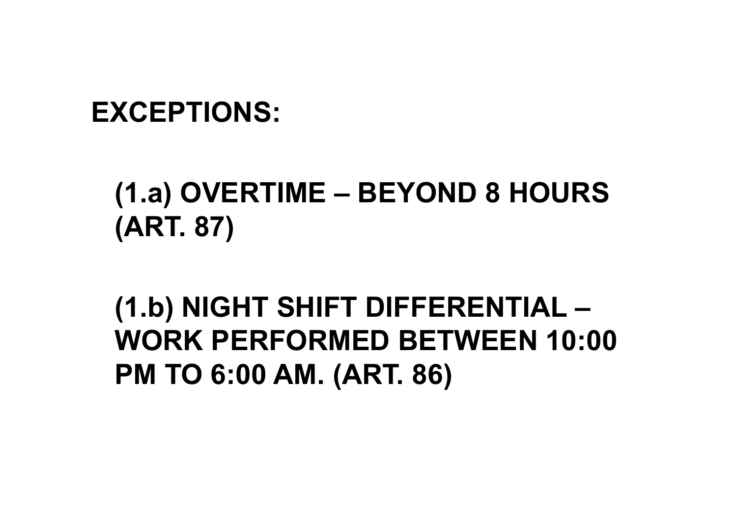**EXCEPTIONS:**

**(1.a) OVERTIME – BEYOND 8 HOURS (ART. 87)**

**(1.b) NIGHT SHIFT DIFFERENTIAL – WORK PERFORMED BETWEEN 10:00 PM TO 6:00 AM. (ART. 86)**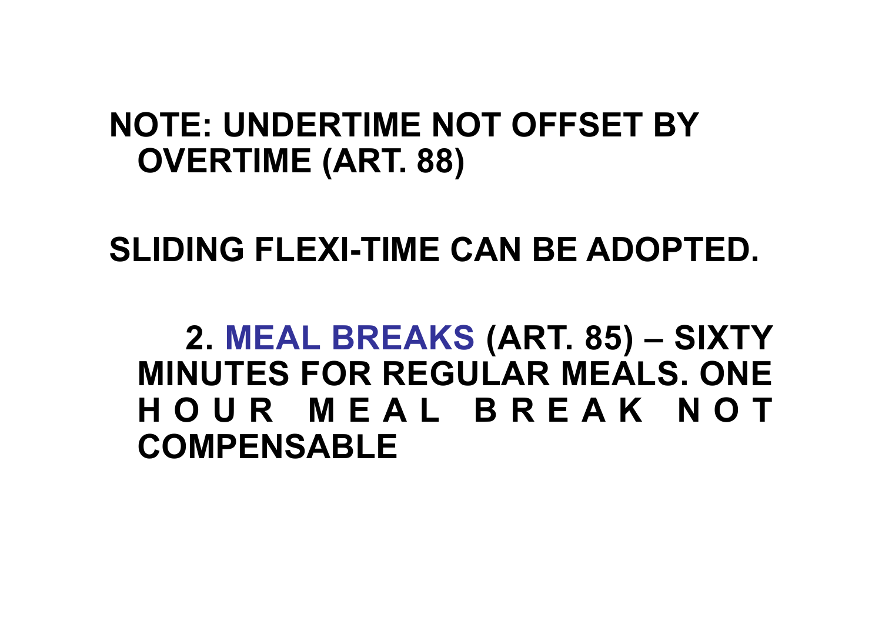**NOTE: UNDERTIME NOT OFFSET BY OVERTIME (ART. 88)**

**SLIDING FLEXI-TIME CAN BE ADOPTED.**

**2. MEAL BREAKS (ART. 85) – SIXTY MINUTES FOR REGULAR MEALS. ONE HOUR MEAL BREAK NOT COMPENSABLE**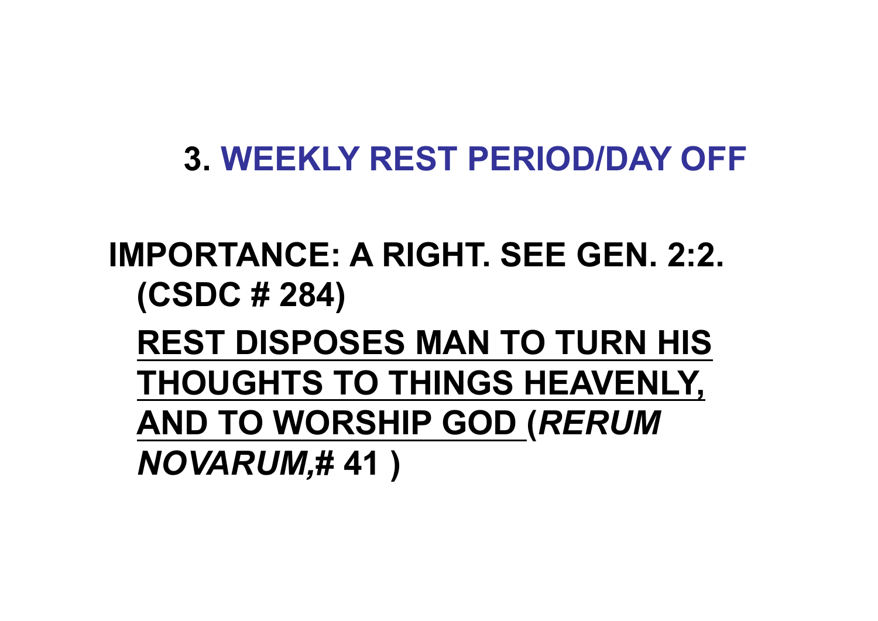## 3. WEEKLY REST PERIOD/DAY OFF

**IMPORTANCE: A RIGHT. SEE GEN. 2:2. (CSDC # 284)**

**<u>REST DISPOSES MAN TO TURN HIS THOUGHTS TO THINGS HEAVENLY, AND TO WORSHIP GOD</u> (*RERUM NOVARUM,*# 41 )**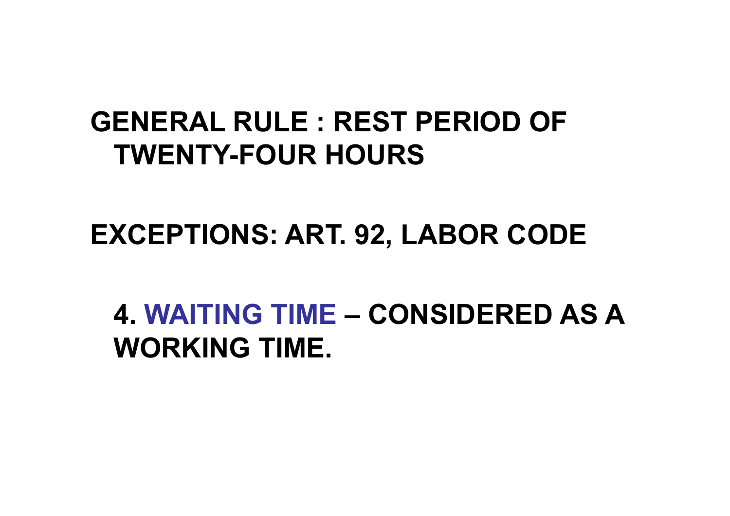**GENERAL RULE : REST PERIOD OF TWENTY-FOUR HOURS**

**EXCEPTIONS: ART. 92, LABOR CODE**

**4. WAITING TIME – CONSIDERED AS A WORKING TIME.**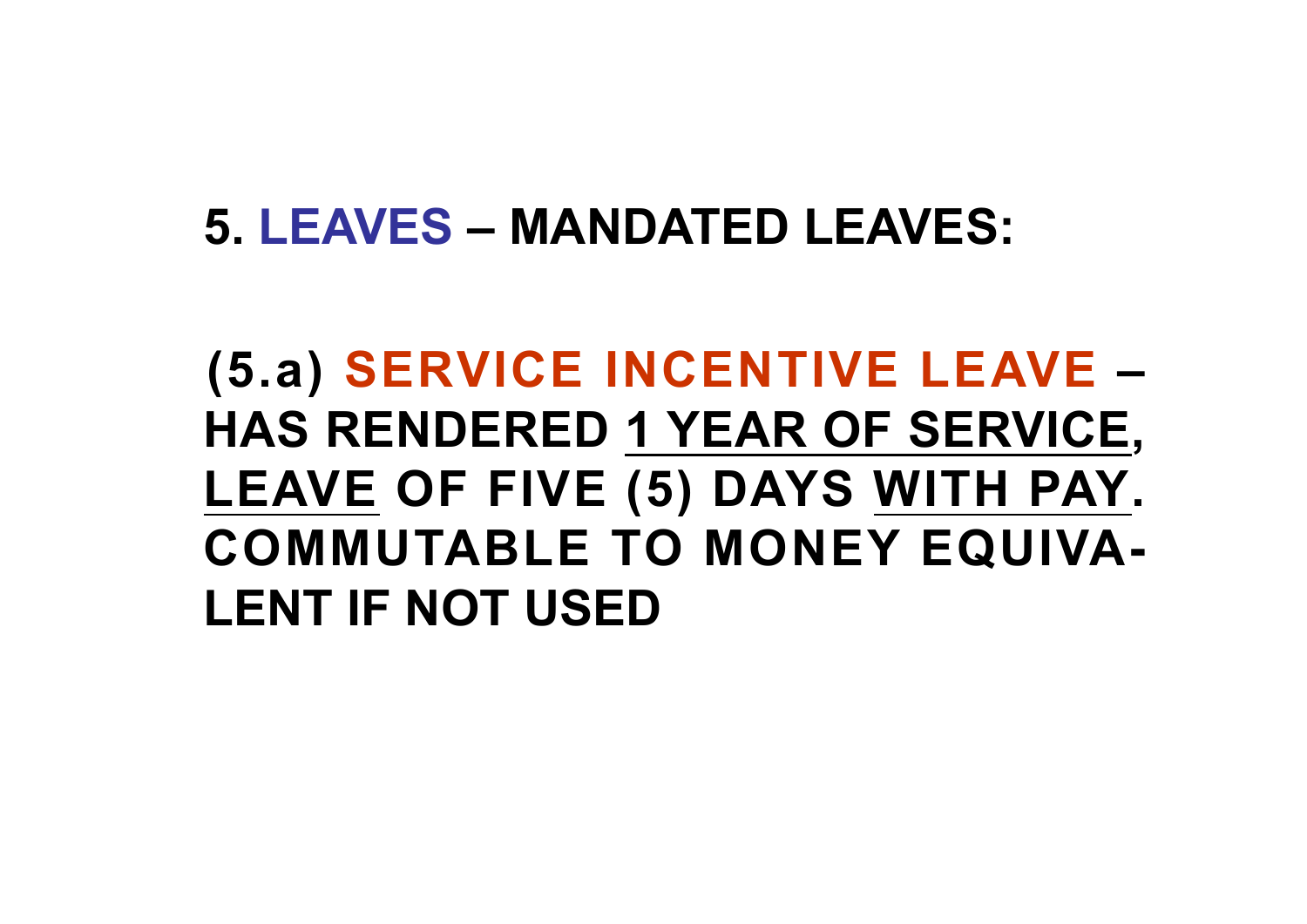## 5. LEAVES – MANDATED LEAVES:

**(5.a) SERVICE INCENTIVE LEAVE – HAS RENDERED 1 YEAR OF SERVICE, LEAVE OF FIVE (5) DAYS WITH PAY. COMMUTABLE TO MONEY EQUIVALENT IF NOT USED**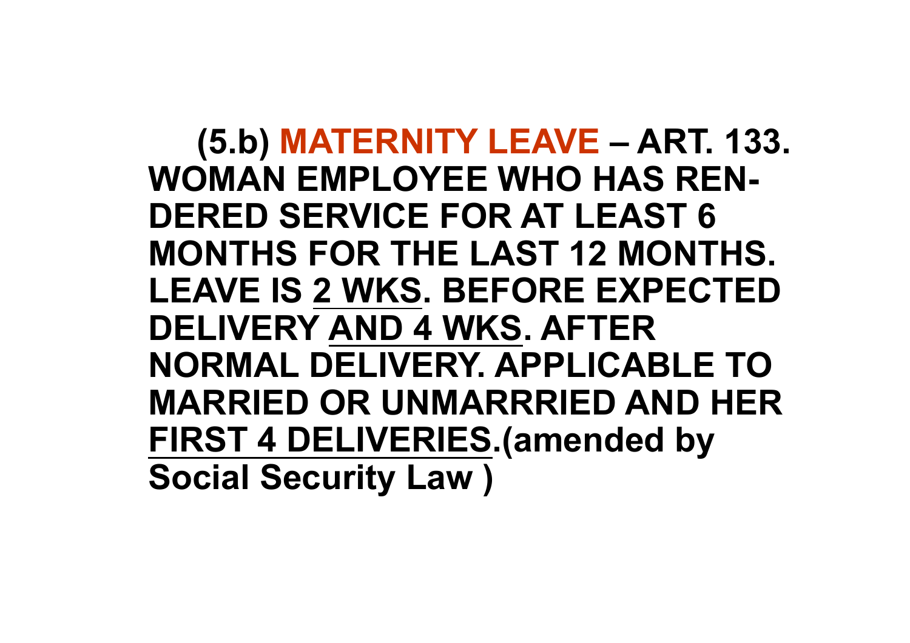**(5.b) MATERNITY LEAVE – ART. 133. WOMAN EMPLOYEE WHO HAS REN-DERED SERVICE FOR AT LEAST 6 MONTHS FOR THE LAST 12 MONTHS. LEAVE IS <u>2 WKS</u>. BEFORE EXPECTED DELIVERY <u>AND 4 WKS</u>. AFTER NORMAL DELIVERY. APPLICABLE TO MARRIED OR UNMARRRIED AND HER <u>FIRST 4 DELIVERIES</u>.(amended by Social Security Law )**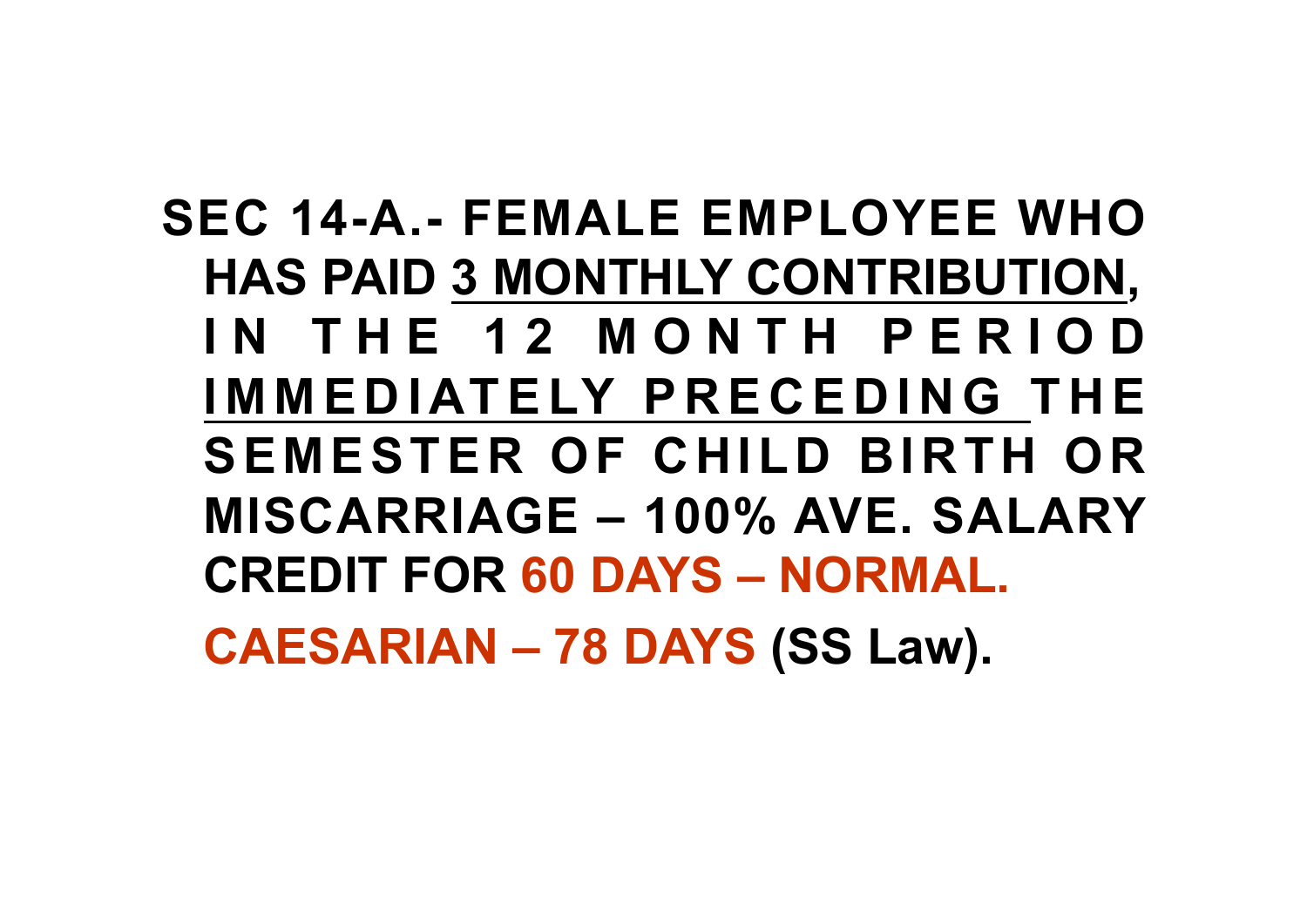**SEC 14-A.- FEMALE EMPLOYEE WHO HAS PAID 3 MONTHLY CONTRIBUTION, IN THE 12 MONTH PERIOD IMMEDIATELY PRECEDING THE SEMESTER OF CHILD BIRTH OR MISCARRIAGE – 100% AVE. SALARY CREDIT FOR 60 DAYS – NORMAL.**

**CAESARIAN – 78 DAYS (SS Law).**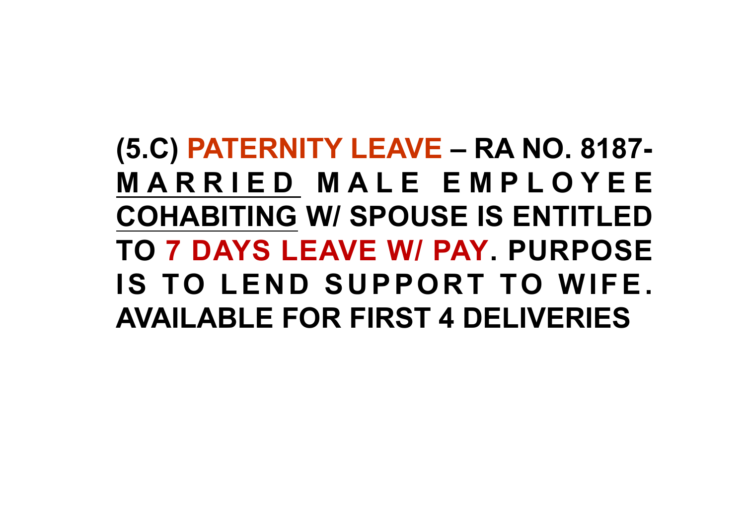**(5.C) PATERNITY LEAVE – RA NO. 8187- MARRIED MALE EMPLOYEE COHABITING W/ SPOUSE IS ENTITLED TO 7 DAYS LEAVE W/ PAY. PURPOSE IS TO LEND SUPPORT TO WIFE. AVAILABLE FOR FIRST 4 DELIVERIES**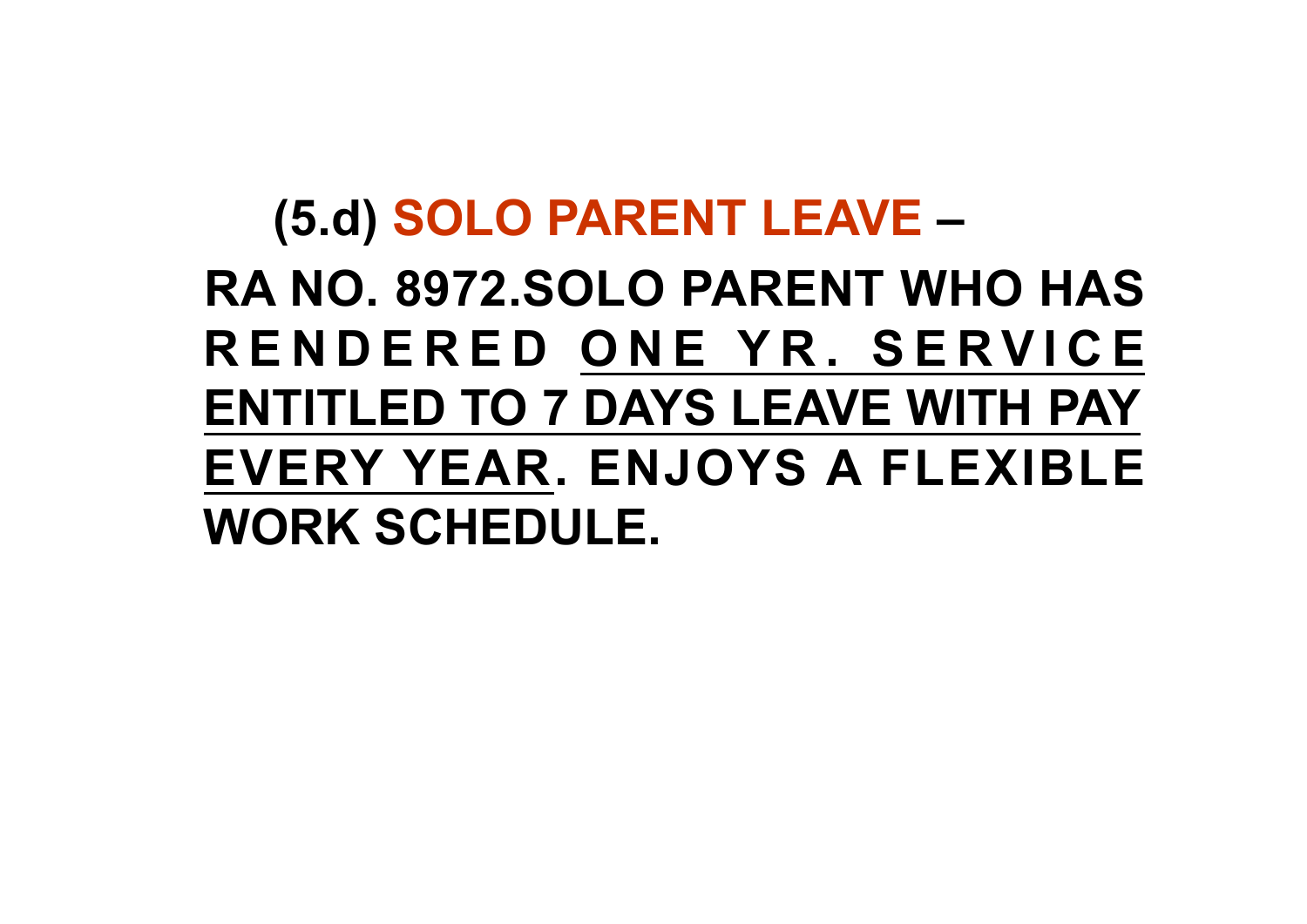## (5.d) SOLO PARENT LEAVE –

**RA NO. 8972.SOLO PARENT WHO HAS RENDERED <u>ONE YR. SERVICE ENTITLED TO 7 DAYS LEAVE WITH PAY EVERY YEAR</u>. ENJOYS A FLEXIBLE WORK SCHEDULE.**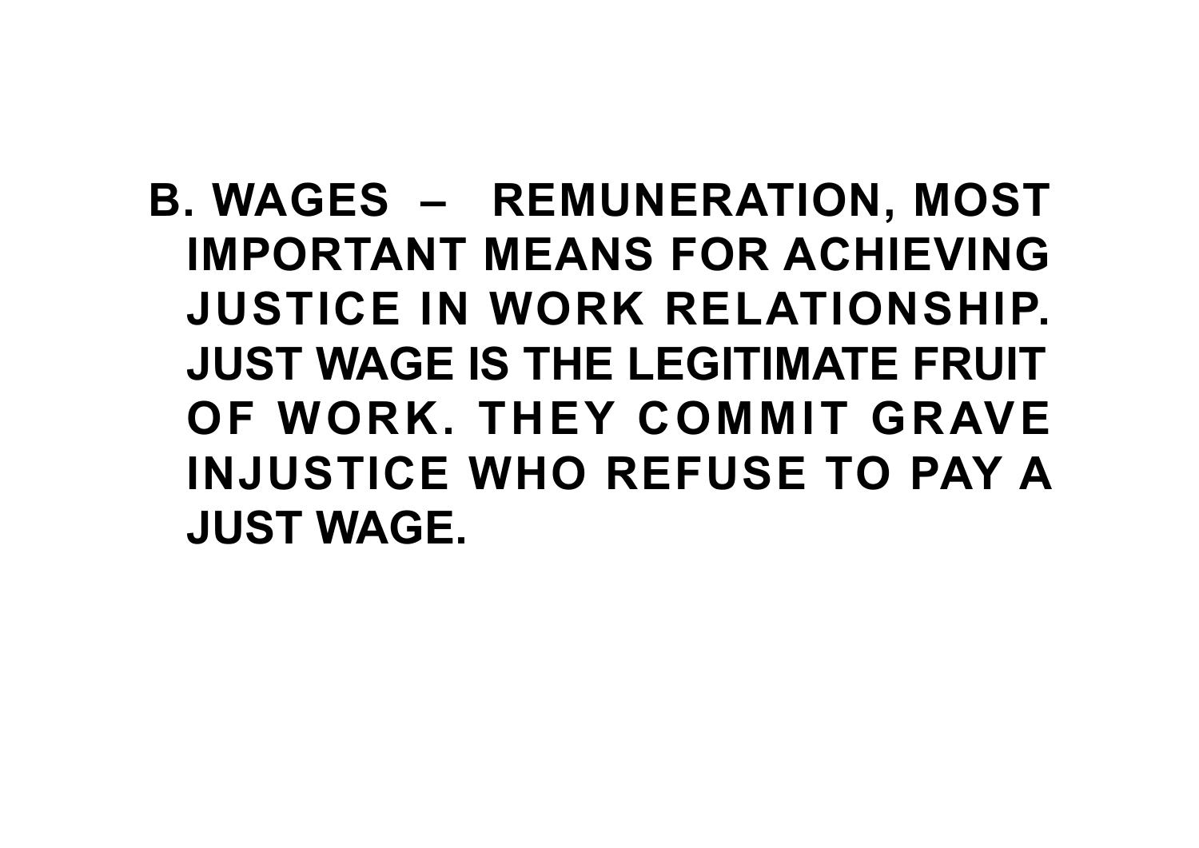**B. WAGES – REMUNERATION, MOST IMPORTANT MEANS FOR ACHIEVING JUSTICE IN WORK RELATIONSHIP. JUST WAGE IS THE LEGITIMATE FRUIT OF WORK. THEY COMMIT GRAVE INJUSTICE WHO REFUSE TO PAY A JUST WAGE.**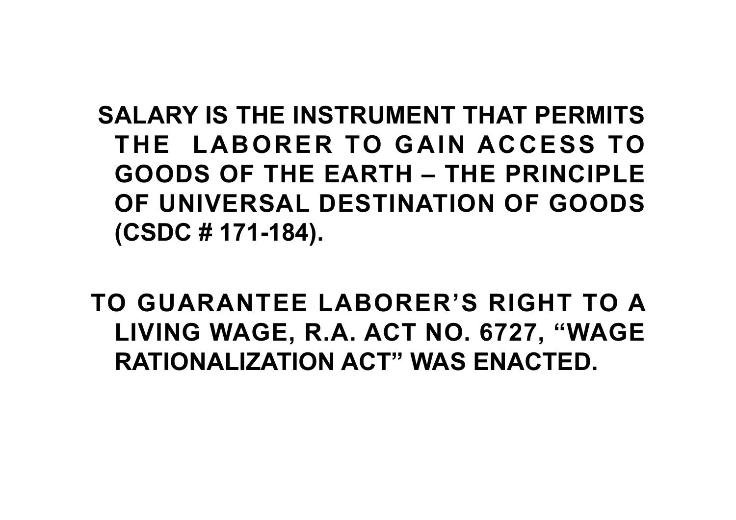**SALARY IS THE INSTRUMENT THAT PERMITS THE LABORER TO GAIN ACCESS TO GOODS OF THE EARTH – THE PRINCIPLE OF UNIVERSAL DESTINATION OF GOODS (CSDC # 171-184).**

**TO GUARANTEE LABORER’S RIGHT TO A LIVING WAGE, R.A. ACT NO. 6727, “WAGE RATIONALIZATION ACT” WAS ENACTED.**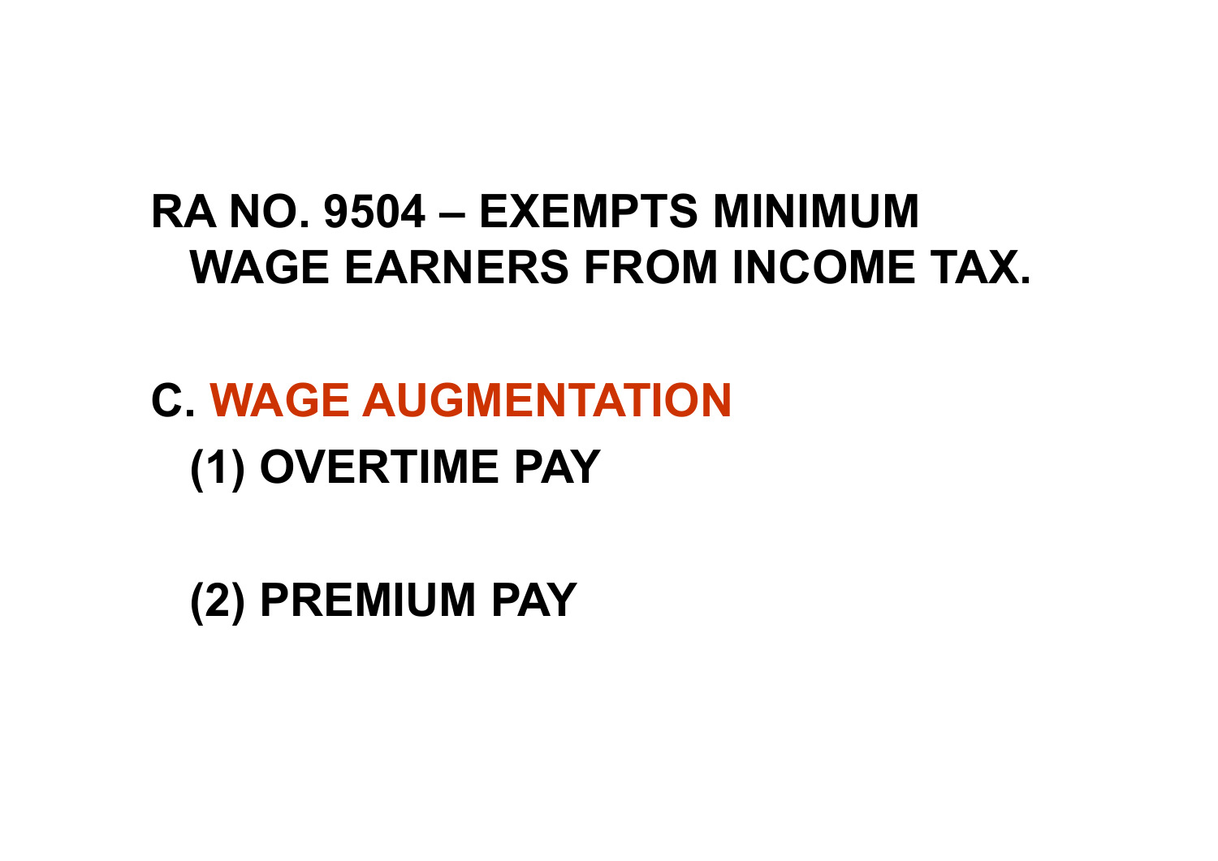**RA NO. 9504 – EXEMPTS MINIMUM WAGE EARNERS FROM INCOME TAX.**

**C. WAGE AUGMENTATION**

**(1) OVERTIME PAY**

**(2) PREMIUM PAY**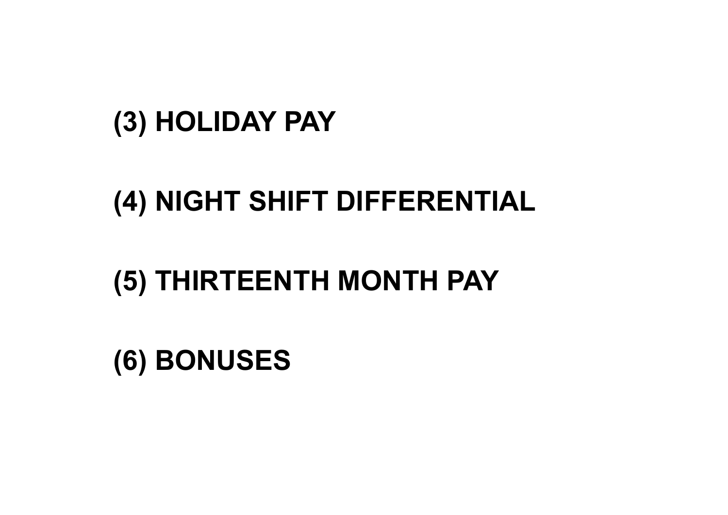**(3) HOLIDAY PAY**

**(4) NIGHT SHIFT DIFFERENTIAL**

**(5) THIRTEENTH MONTH PAY**

**(6) BONUSES**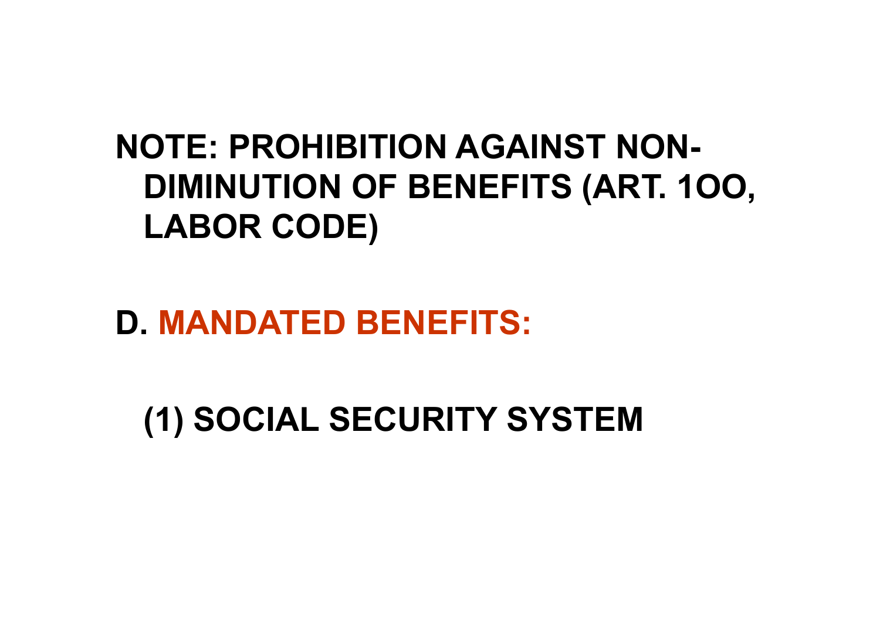**NOTE: PROHIBITION AGAINST NON-DIMINUTION OF BENEFITS (ART. 1OO, LABOR CODE)**

## D. MANDATED BENEFITS:

### (1) SOCIAL SECURITY SYSTEM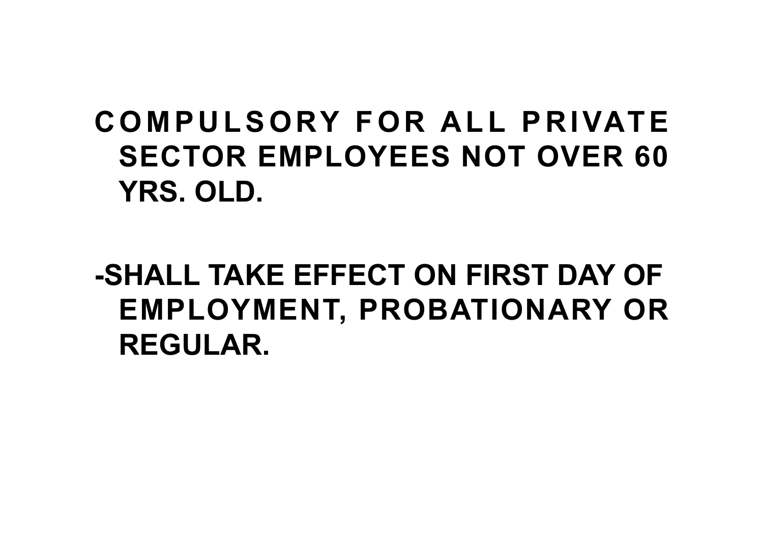**COMPULSORY FOR ALL PRIVATE SECTOR EMPLOYEES NOT OVER 60 YRS. OLD.**

**-SHALL TAKE EFFECT ON FIRST DAY OF EMPLOYMENT, PROBATIONARY OR REGULAR.**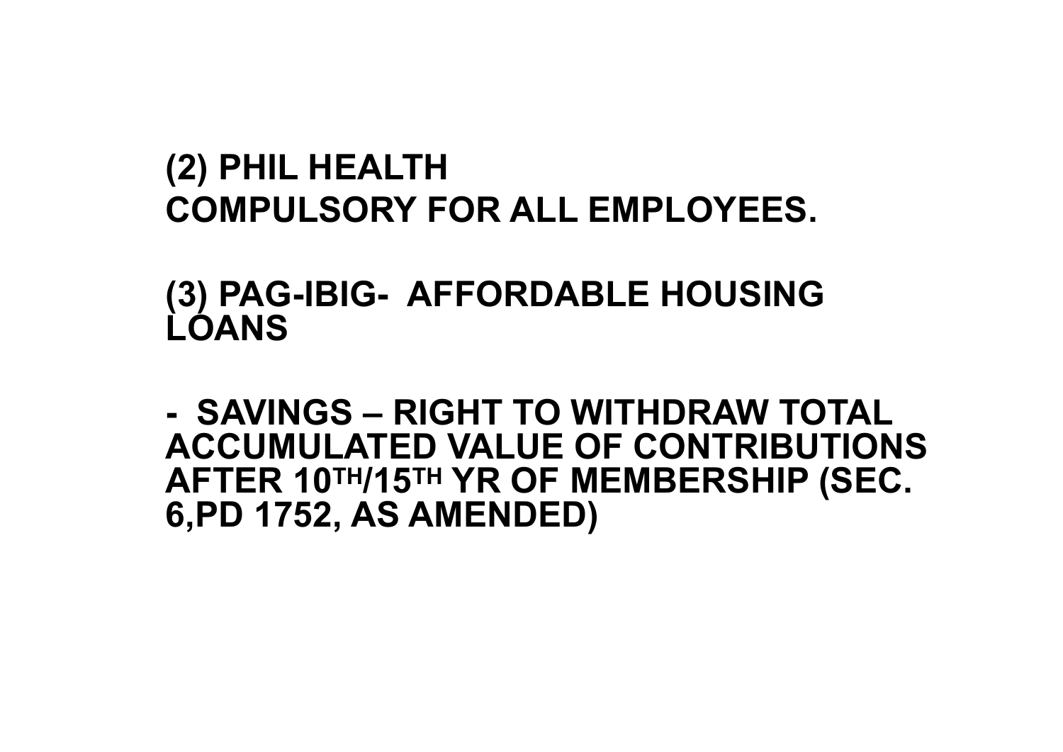**(2) PHIL HEALTH**

**COMPULSORY FOR ALL EMPLOYEES.**

**(3) PAG-IBIG- AFFORDABLE HOUSING LOANS**

**- SAVINGS – RIGHT TO WITHDRAW TOTAL ACCUMULATED VALUE OF CONTRIBUTIONS AFTER 10$^{TH}$/15$^{TH}$ YR OF MEMBERSHIP (SEC. 6,PD 1752, AS AMENDED)**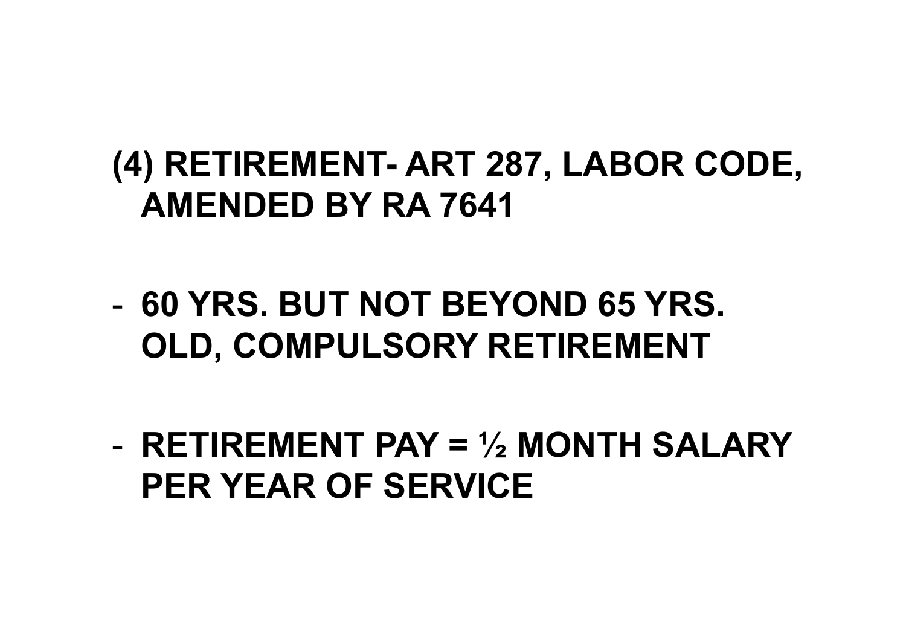**(4) RETIREMENT- ART 287, LABOR CODE, AMENDED BY RA 7641**

- **60 YRS. BUT NOT BEYOND 65 YRS. OLD, COMPULSORY RETIREMENT**

- **RETIREMENT PAY = ½ MONTH SALARY PER YEAR OF SERVICE**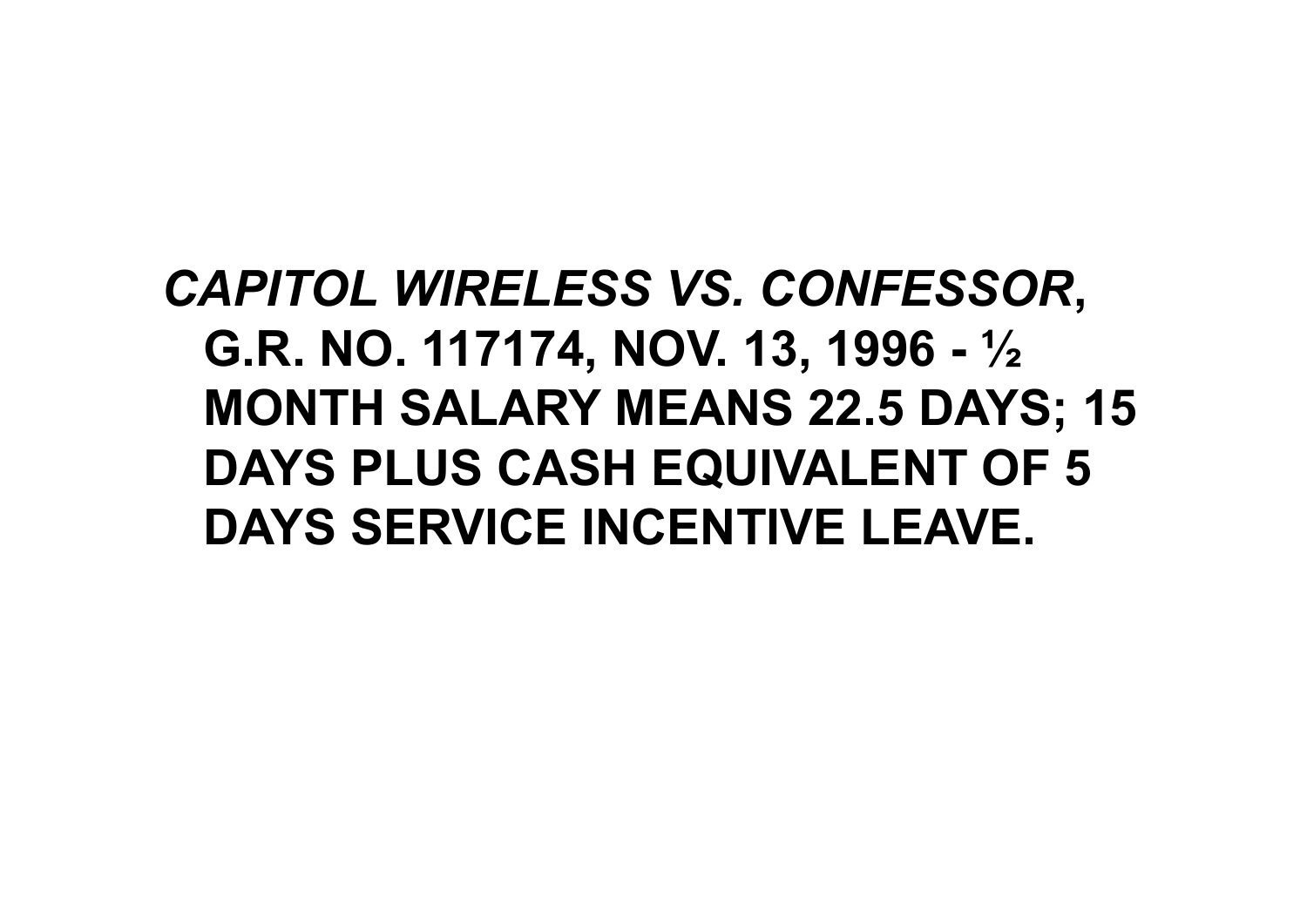***CAPITOL WIRELESS VS. CONFESSOR*, G.R. NO. 117174, NOV. 13, 1996 - ½ MONTH SALARY MEANS 22.5 DAYS; 15 DAYS PLUS CASH EQUIVALENT OF 5 DAYS SERVICE INCENTIVE LEAVE.**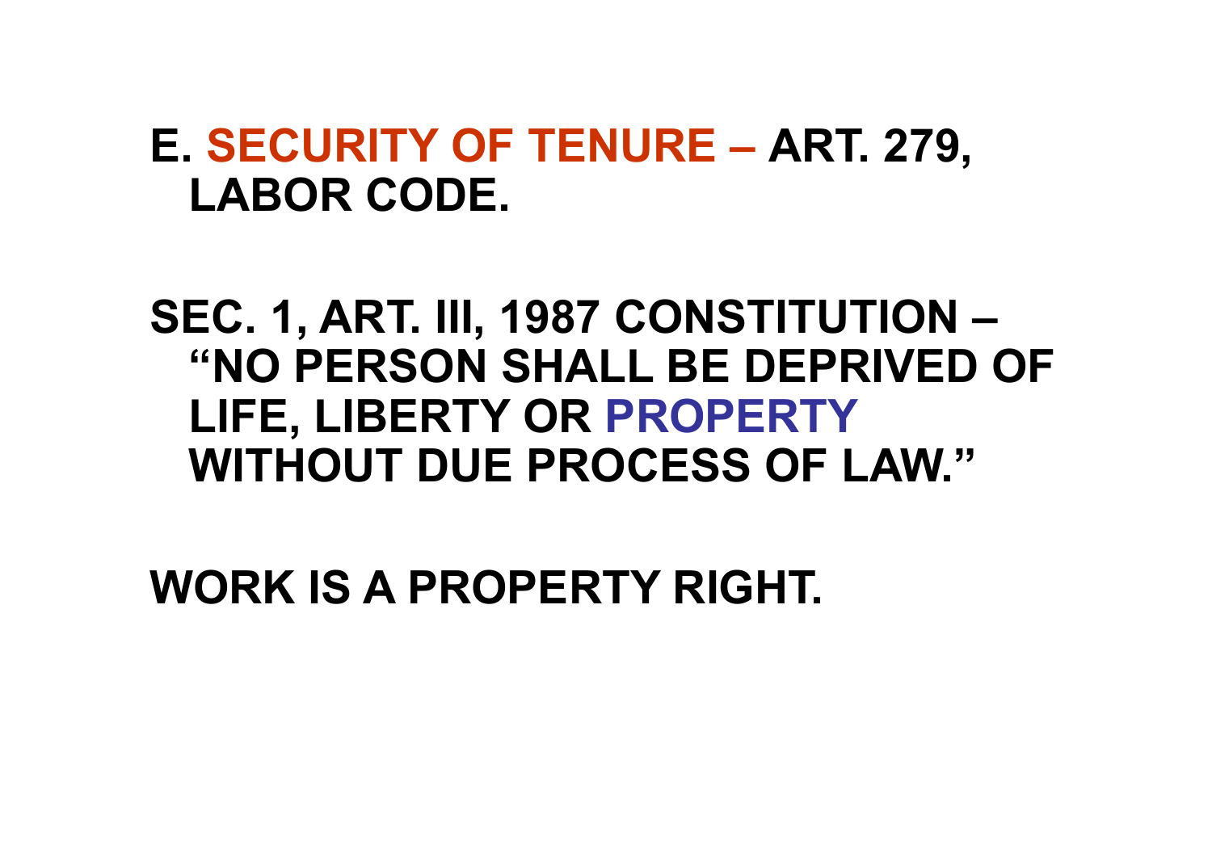**E. SECURITY OF TENURE – ART. 279, LABOR CODE.**

**SEC. 1, ART. III, 1987 CONSTITUTION – "NO PERSON SHALL BE DEPRIVED OF LIFE, LIBERTY OR PROPERTY WITHOUT DUE PROCESS OF LAW."**

**WORK IS A PROPERTY RIGHT.**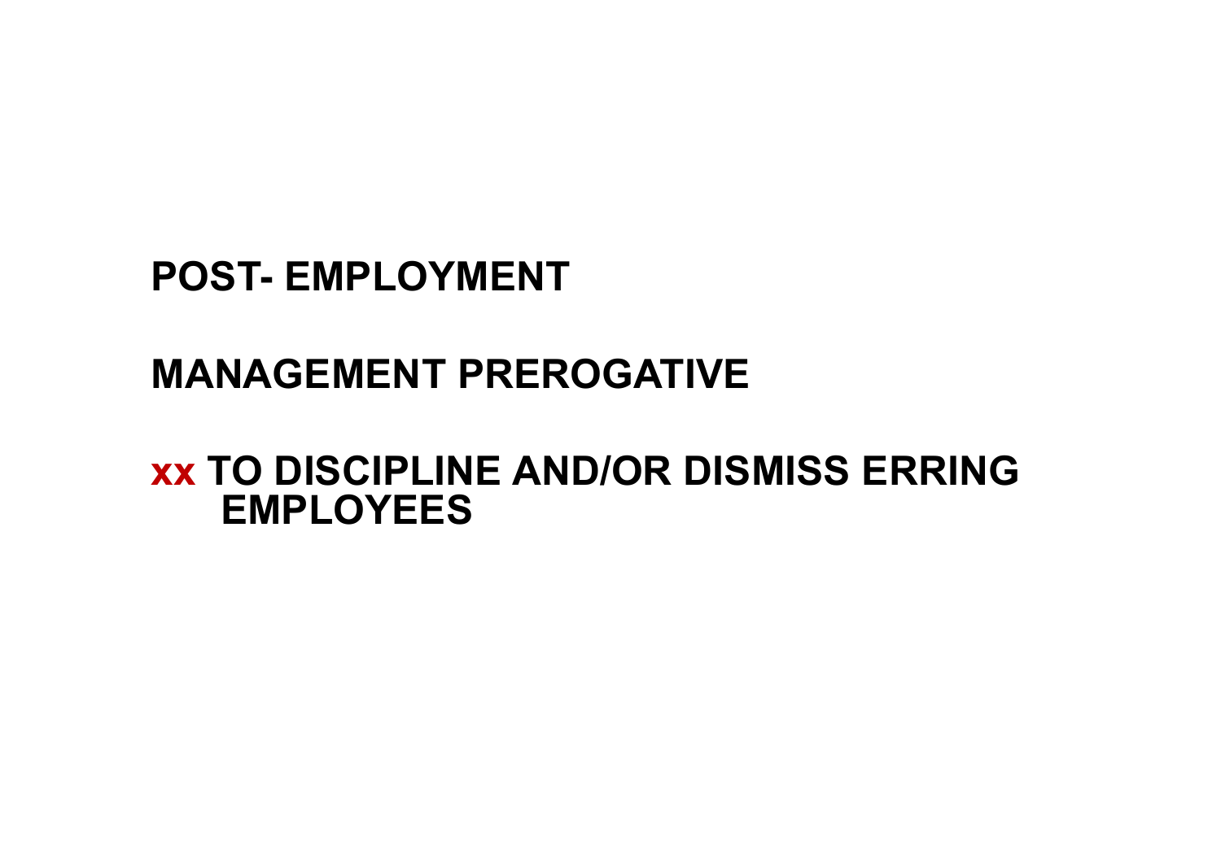**POST- EMPLOYMENT**

**MANAGEMENT PREROGATIVE**

**xx TO DISCIPLINE AND/OR DISMISS ERRING EMPLOYEES**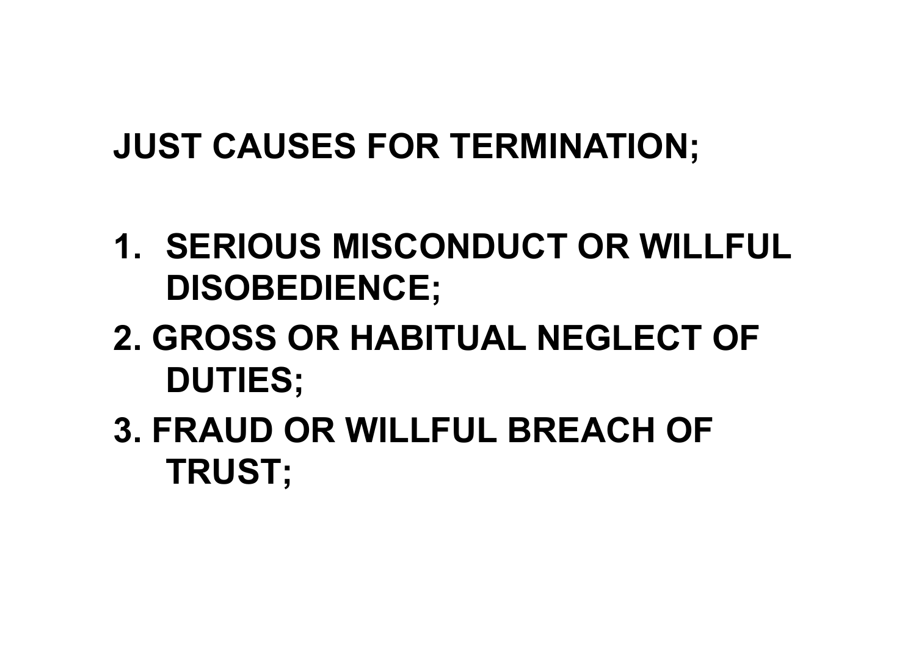## JUST CAUSES FOR TERMINATION;

1. SERIOUS MISCONDUCT OR WILLFUL DISOBEDIENCE;
2. GROSS OR HABITUAL NEGLECT OF DUTIES;
3. FRAUD OR WILLFUL BREACH OF TRUST;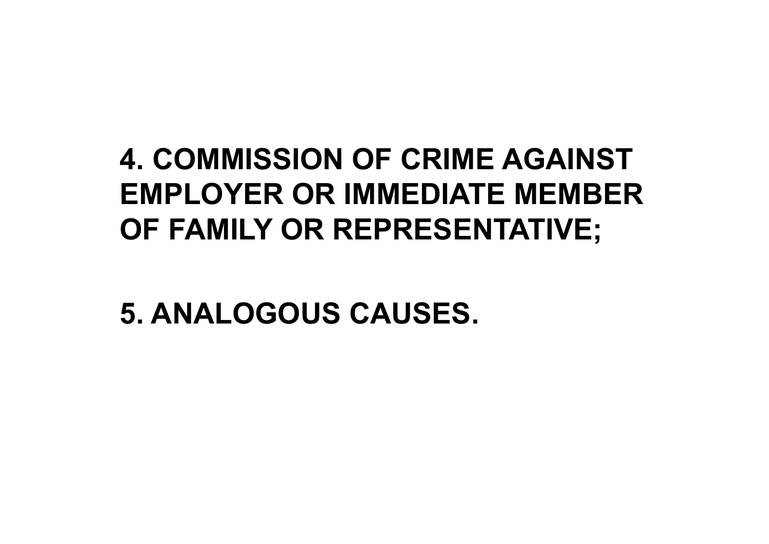**4. COMMISSION OF CRIME AGAINST EMPLOYER OR IMMEDIATE MEMBER OF FAMILY OR REPRESENTATIVE;**

**5. ANALOGOUS CAUSES.**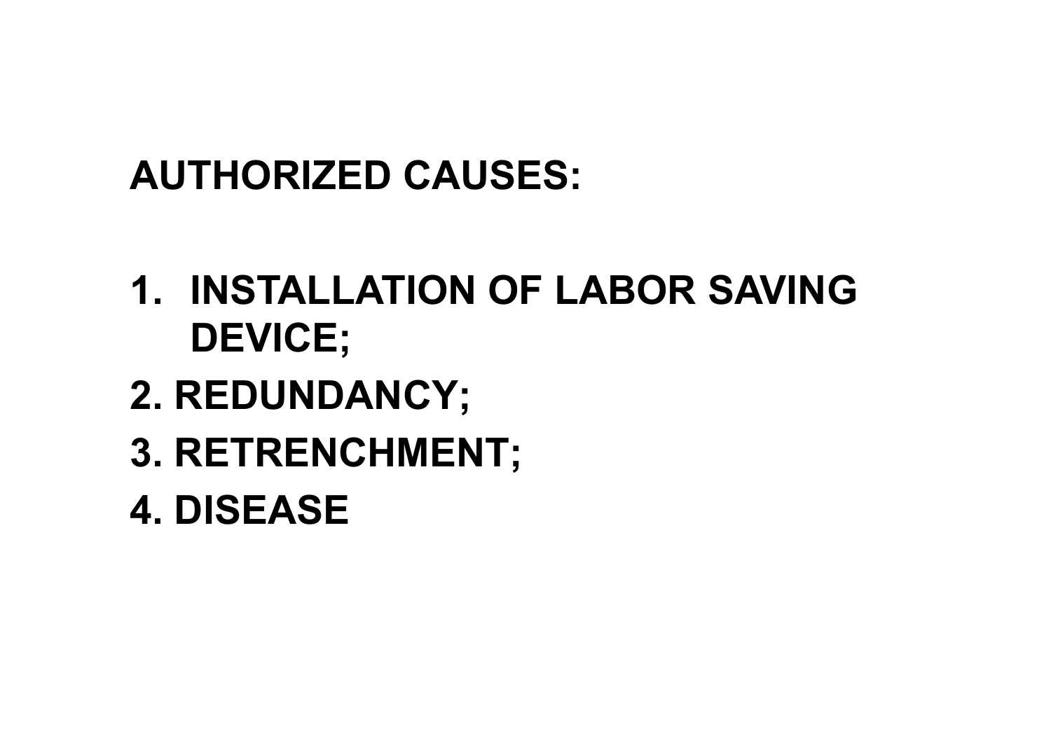**AUTHORIZED CAUSES:**

1. **INSTALLATION OF LABOR SAVING DEVICE;**
2. **REDUNDANCY;**
3. **RETRENCHMENT;**
4. **DISEASE**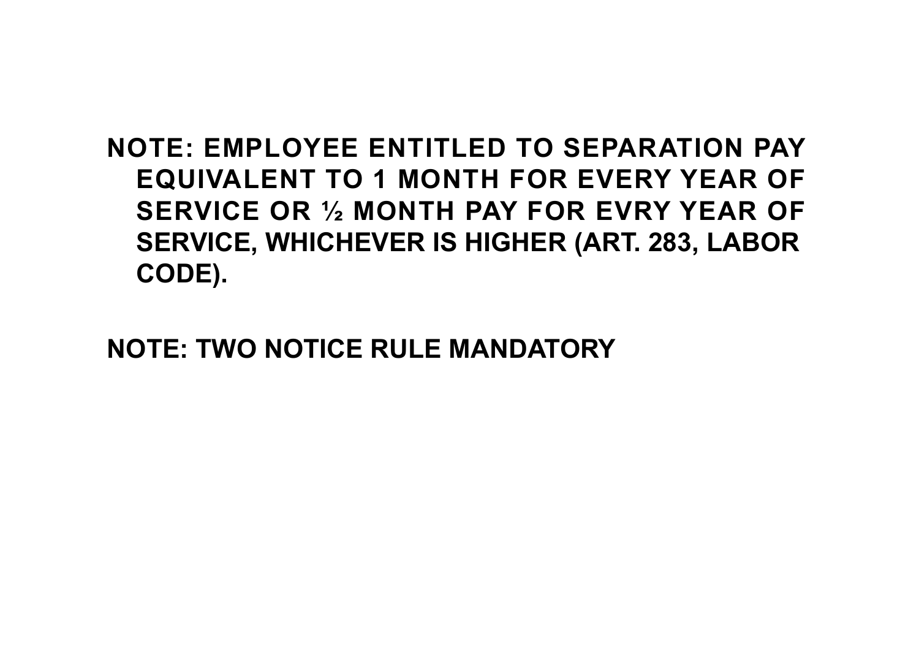**NOTE: EMPLOYEE ENTITLED TO SEPARATION PAY EQUIVALENT TO 1 MONTH FOR EVERY YEAR OF SERVICE OR ½ MONTH PAY FOR EVRY YEAR OF SERVICE, WHICHEVER IS HIGHER (ART. 283, LABOR CODE).**

**NOTE: TWO NOTICE RULE MANDATORY**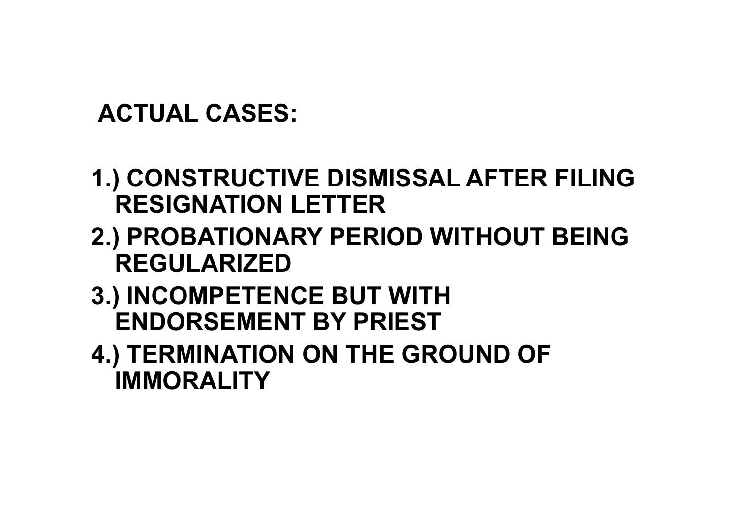## ACTUAL CASES:

1.) CONSTRUCTIVE DISMISSAL AFTER FILING RESIGNATION LETTER

2.) PROBATIONARY PERIOD WITHOUT BEING REGULARIZED

3.) INCOMPETENCE BUT WITH ENDORSEMENT BY PRIEST

4.) TERMINATION ON THE GROUND OF IMMORALITY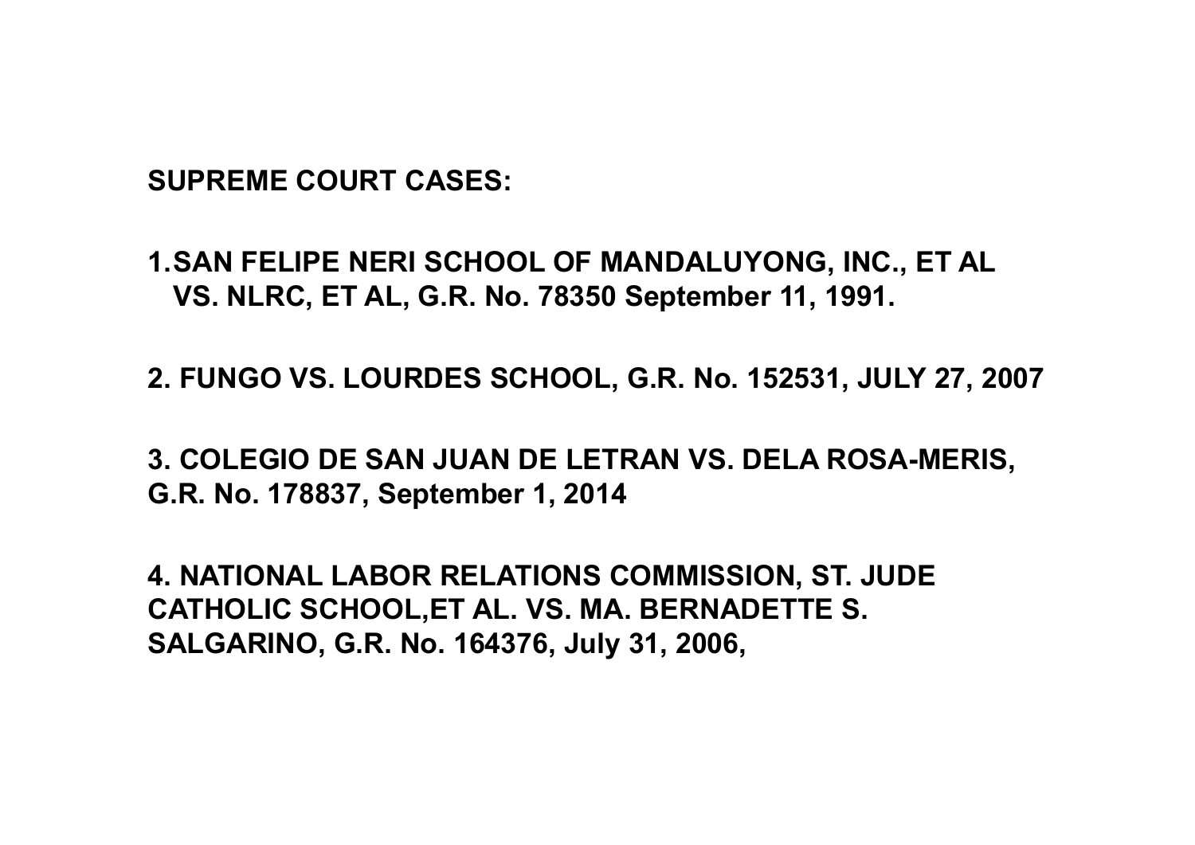**SUPREME COURT CASES:**

1. **SAN FELIPE NERI SCHOOL OF MANDALUYONG, INC., ET AL VS. NLRC, ET AL, G.R. No. 78350 September 11, 1991.**

2. **FUNGO VS. LOURDES SCHOOL, G.R. No. 152531, JULY 27, 2007**

3. **COLEGIO DE SAN JUAN DE LETRAN VS. DELA ROSA-MERIS, G.R. No. 178837, September 1, 2014**

4. **NATIONAL LABOR RELATIONS COMMISSION, ST. JUDE CATHOLIC SCHOOL,ET AL. VS. MA. BERNADETTE S. SALGARINO, G.R. No. 164376, July 31, 2006,**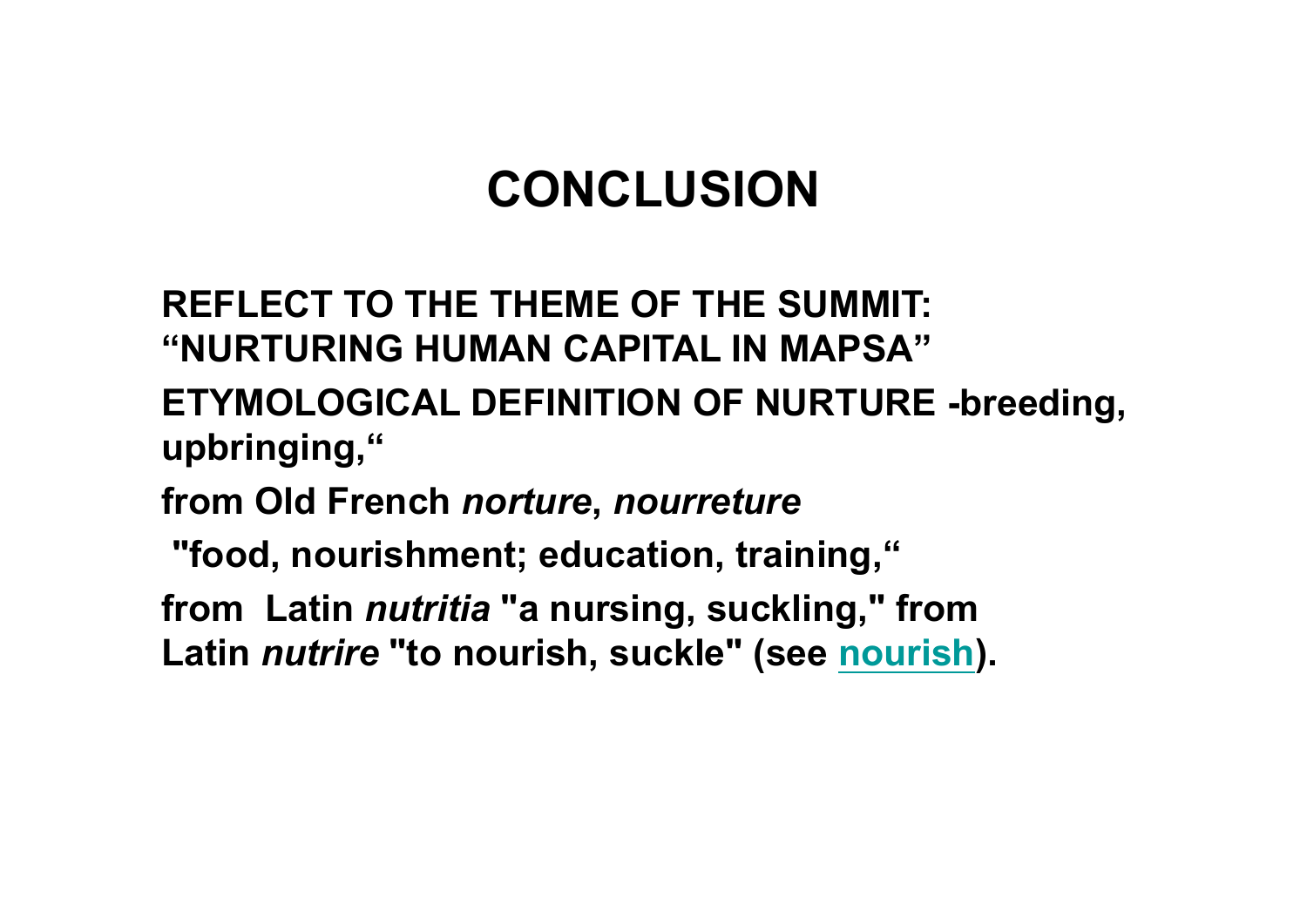# CONCLUSION

**REFLECT TO THE THEME OF THE SUMMIT: “NURTURING HUMAN CAPITAL IN MAPSA”**

**ETYMOLOGICAL DEFINITION OF NURTURE -breeding, upbringing,“**

**from Old French *norture*, *nourreture***

**"food, nourishment; education, training,“**

**from Latin *nutritia* "a nursing, suckling," from Latin *nutrire* "to nourish, suckle" (see nourish).**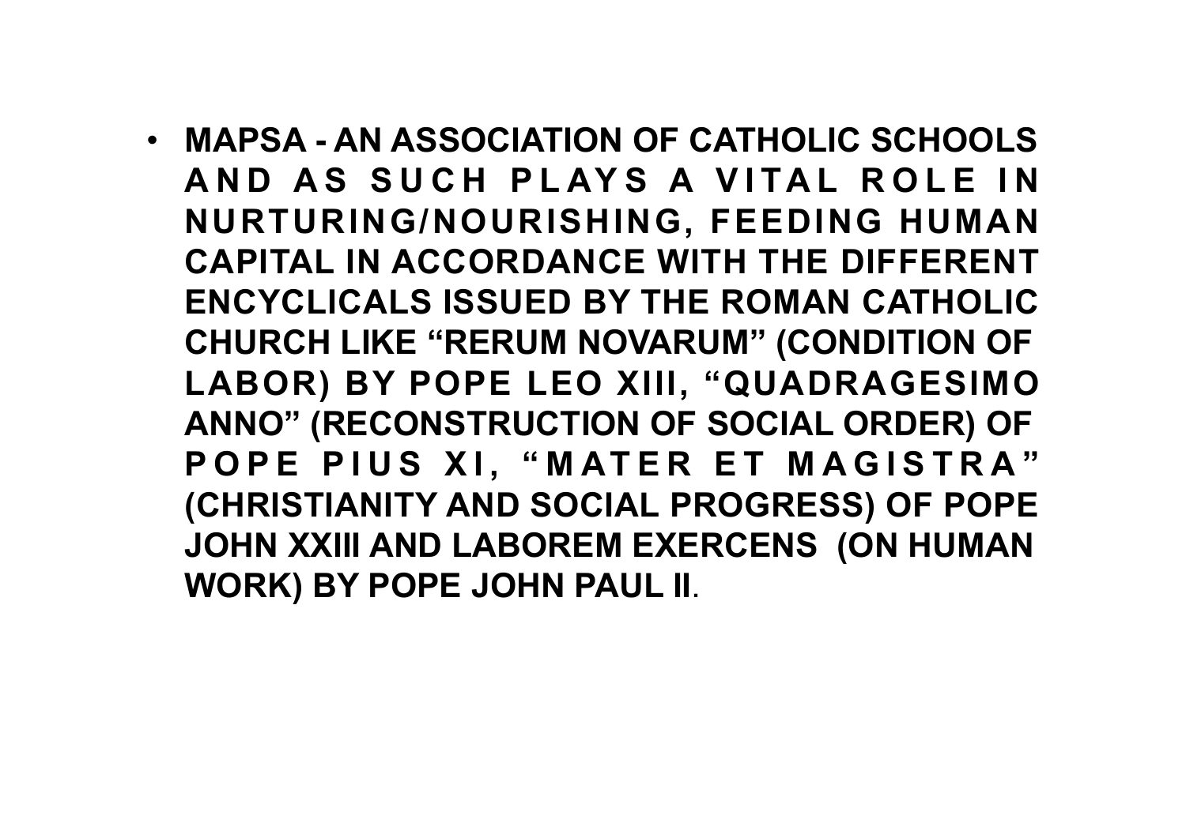- **MAPSA - AN ASSOCIATION OF CATHOLIC SCHOOLS AND AS SUCH PLAYS A VITAL ROLE IN NURTURING/NOURISHING, FEEDING HUMAN CAPITAL IN ACCORDANCE WITH THE DIFFERENT ENCYCLICALS ISSUED BY THE ROMAN CATHOLIC CHURCH LIKE "RERUM NOVARUM" (CONDITION OF LABOR) BY POPE LEO XIII, "QUADRAGESIMO ANNO" (RECONSTRUCTION OF SOCIAL ORDER) OF POPE PIUS XI, "MATER ET MAGISTRA" (CHRISTIANITY AND SOCIAL PROGRESS) OF POPE JOHN XXIII AND LABOREM EXERCENS (ON HUMAN WORK) BY POPE JOHN PAUL II**.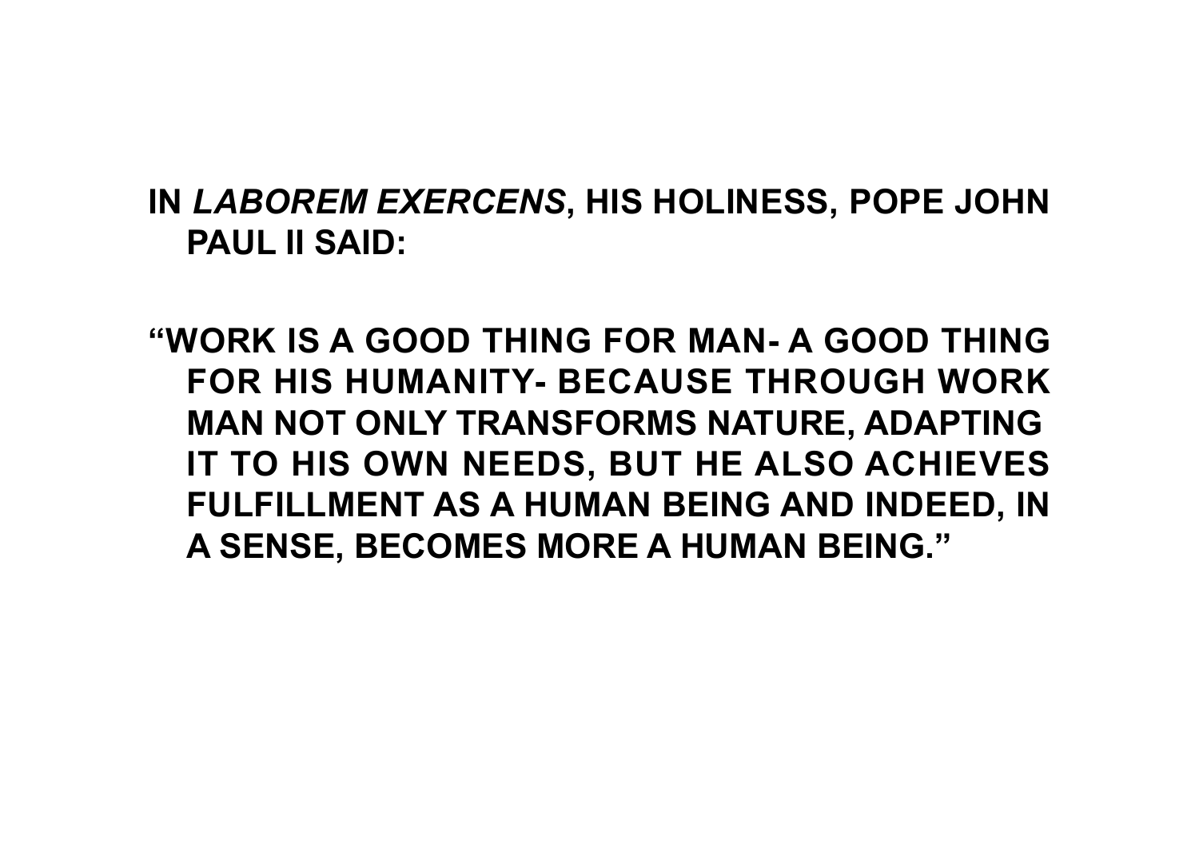**IN *LABOREM EXERCENS*, HIS HOLINESS, POPE JOHN PAUL II SAID:**

**"WORK IS A GOOD THING FOR MAN- A GOOD THING FOR HIS HUMANITY- BECAUSE THROUGH WORK MAN NOT ONLY TRANSFORMS NATURE, ADAPTING IT TO HIS OWN NEEDS, BUT HE ALSO ACHIEVES FULFILLMENT AS A HUMAN BEING AND INDEED, IN A SENSE, BECOMES MORE A HUMAN BEING."**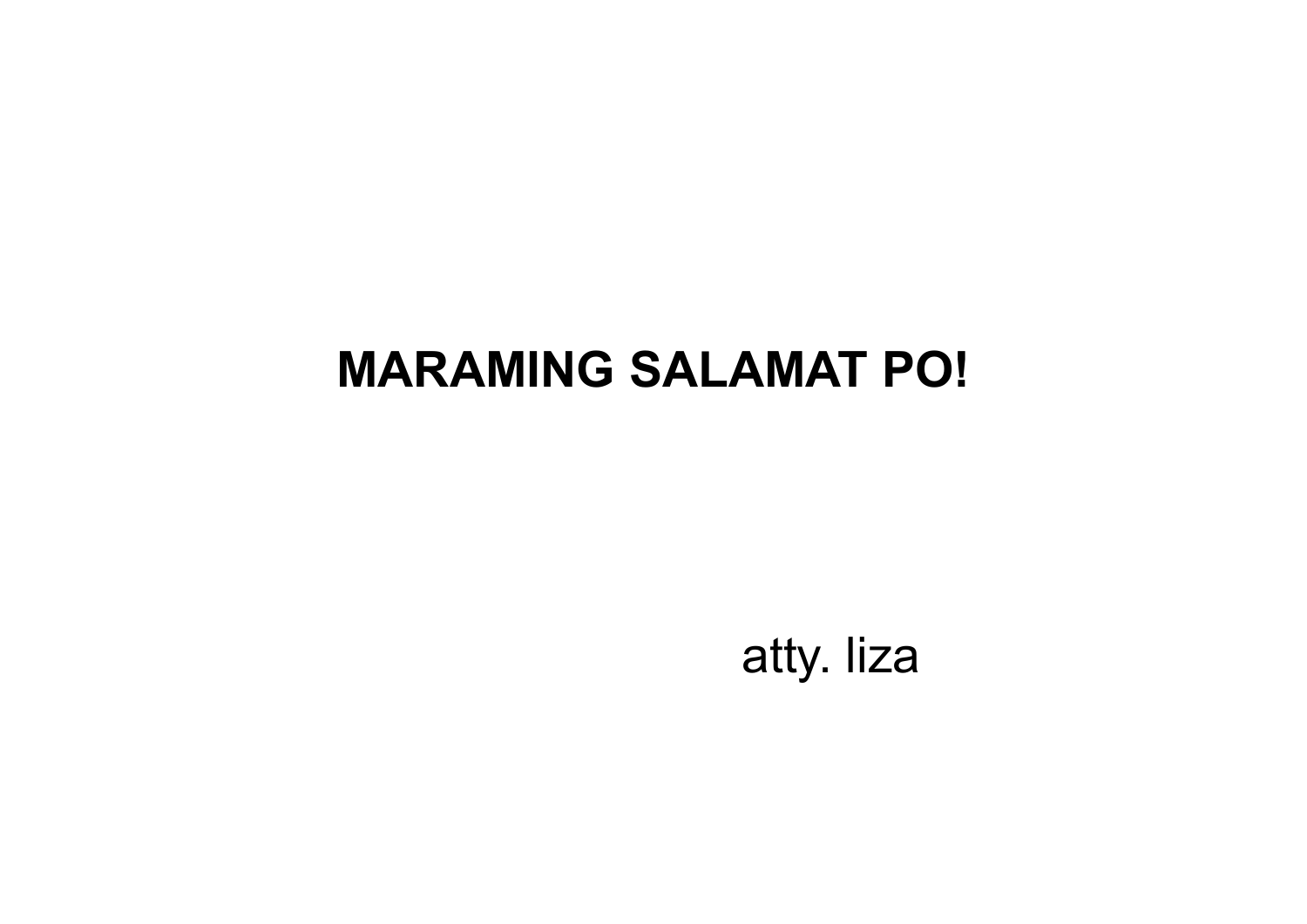**MARAMING SALAMAT PO!**

atty. liza